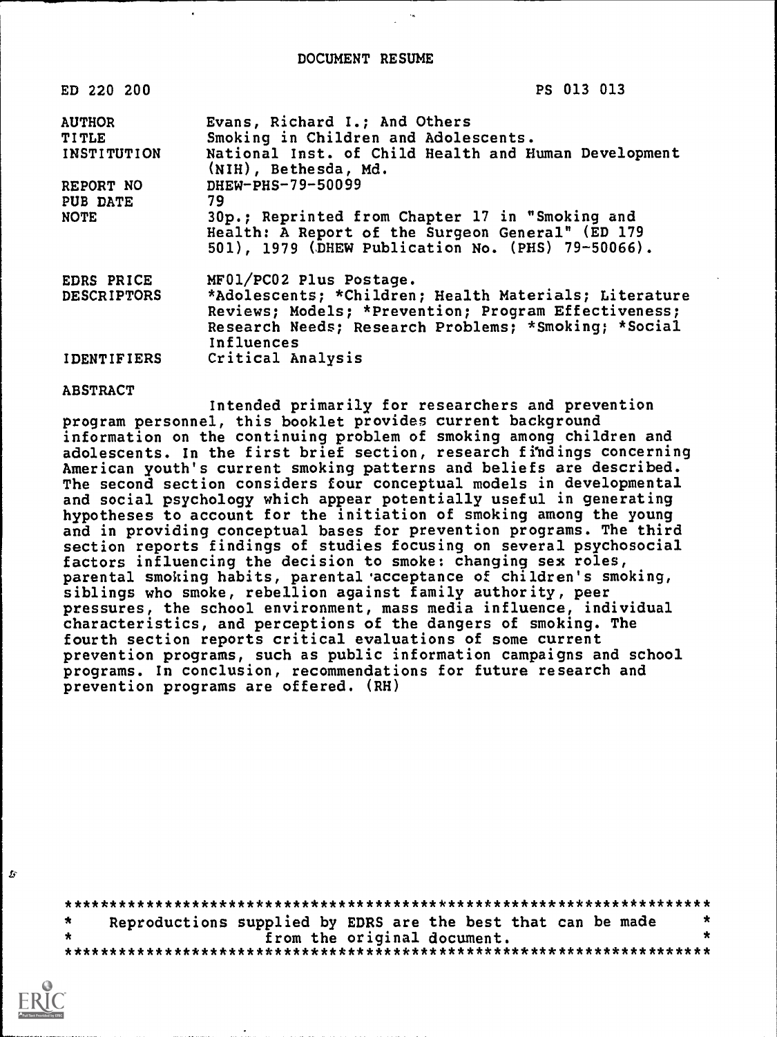# DOCUMENT RESUME

| | |
|---|---|
| ED 220 200 | PS 013 013 |
| AUTHOR | Evans, Richard I.; And Others |
| TITLE | Smoking in Children and Adolescents. |
| INSTITUTION | National Inst. of Child Health and Human Development (NIH), Bethesda, Md. |
| REPORT NO | DHEW-PHS-79-50099 |
| PUB DATE | 79 |
| NOTE | 30p.; Reprinted from Chapter 17 in "Smoking and Health: A Report of the Surgeon General" (ED 179 501), 1979 (DHEW Publication No. (PHS) 79-50066). |
| EDRS PRICE | MF01/PC02 Plus Postage. |
| DESCRIPTORS | *Adolescents; *Children; Health Materials; Literature Reviews; Models; *Prevention; Program Effectiveness; Research Needs; Research Problems; *Smoking; *Social Influences |
| IDENTIFIERS | Critical Analysis |

ABSTRACT

Intended primarily for researchers and prevention program personnel, this booklet provides current background information on the continuing problem of smoking among children and adolescents. In the first brief section, research findings concerning American youth's current smoking patterns and beliefs are described. The second section considers four conceptual models in developmental and social psychology which appear potentially useful in generating hypotheses to account for the initiation of smoking among the young and in providing conceptual bases for prevention programs. The third section reports findings of studies focusing on several psychosocial factors influencing the decision to smoke: changing sex roles, parental smoking habits, parental acceptance of children's smoking, siblings who smoke, rebellion against family authority, peer pressures, the school environment, mass media influence, individual characteristics, and perceptions of the dangers of smoking. The fourth section reports critical evaluations of some current prevention programs, such as public information campaigns and school programs. In conclusion, recommendations for future research and prevention programs are offered. (RH)

***********************************************************************
* Reproductions supplied by EDRS are the best that can be made *
* from the original document. *
***********************************************************************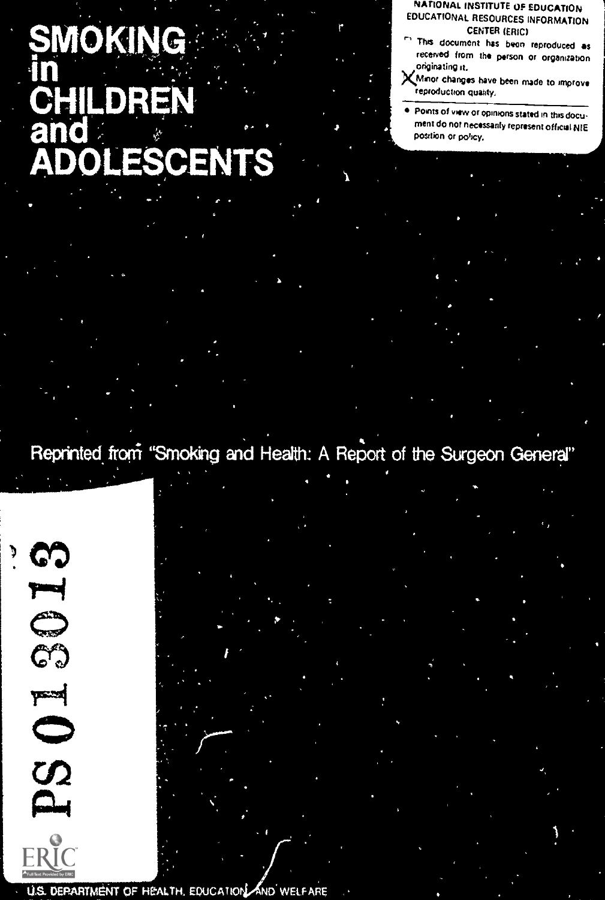# SMOKING in CHILDREN and ADOLESCENTS

NATIONAL INSTITUTE OF EDUCATION
EDUCATIONAL RESOURCES INFORMATION CENTER (ERIC)

- This document has been reproduced as received from the person or organization originating it.
- X Minor changes have been made to improve reproduction quality.

- Points of view or opinions stated in this document do not necessarily represent official NIE position or policy.

Reprinted from "Smoking and Health: A Report of the Surgeon General"

PS 013013

U.S. DEPARTMENT OF HEALTH, EDUCATION AND WELFARE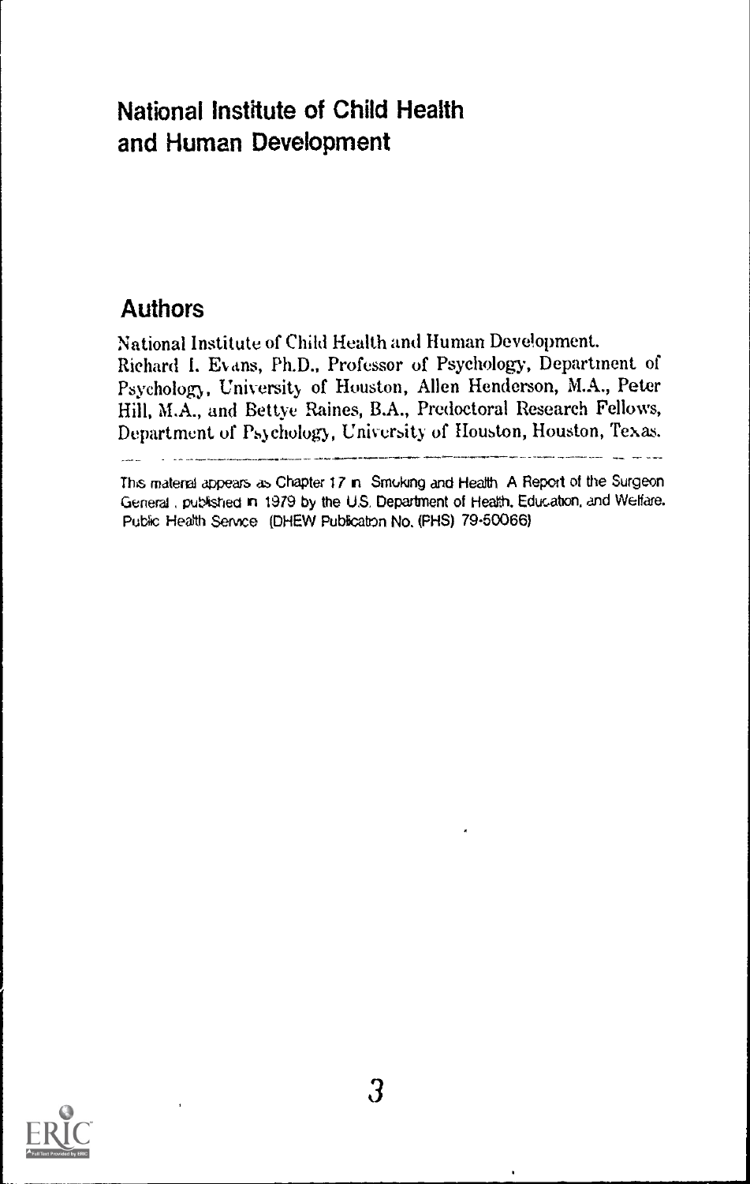## National Institute of Child Health and Human Development

### Authors

National Institute of Child Health and Human Development.
Richard I. Evans, Ph.D., Professor of Psychology, Department of Psychology, University of Houston, Allen Henderson, M.A., Peter Hill, M.A., and Bettye Raines, B.A., Predoctoral Research Fellows, Department of Psychology, University of Houston, Houston, Texas.

---

This material appears as Chapter 17 in Smoking and Health A Report of the Surgeon General, published in 1979 by the U.S. Department of Health, Education, and Welfare. Public Health Service (DHEW Publication No. (PHS) 79-50066)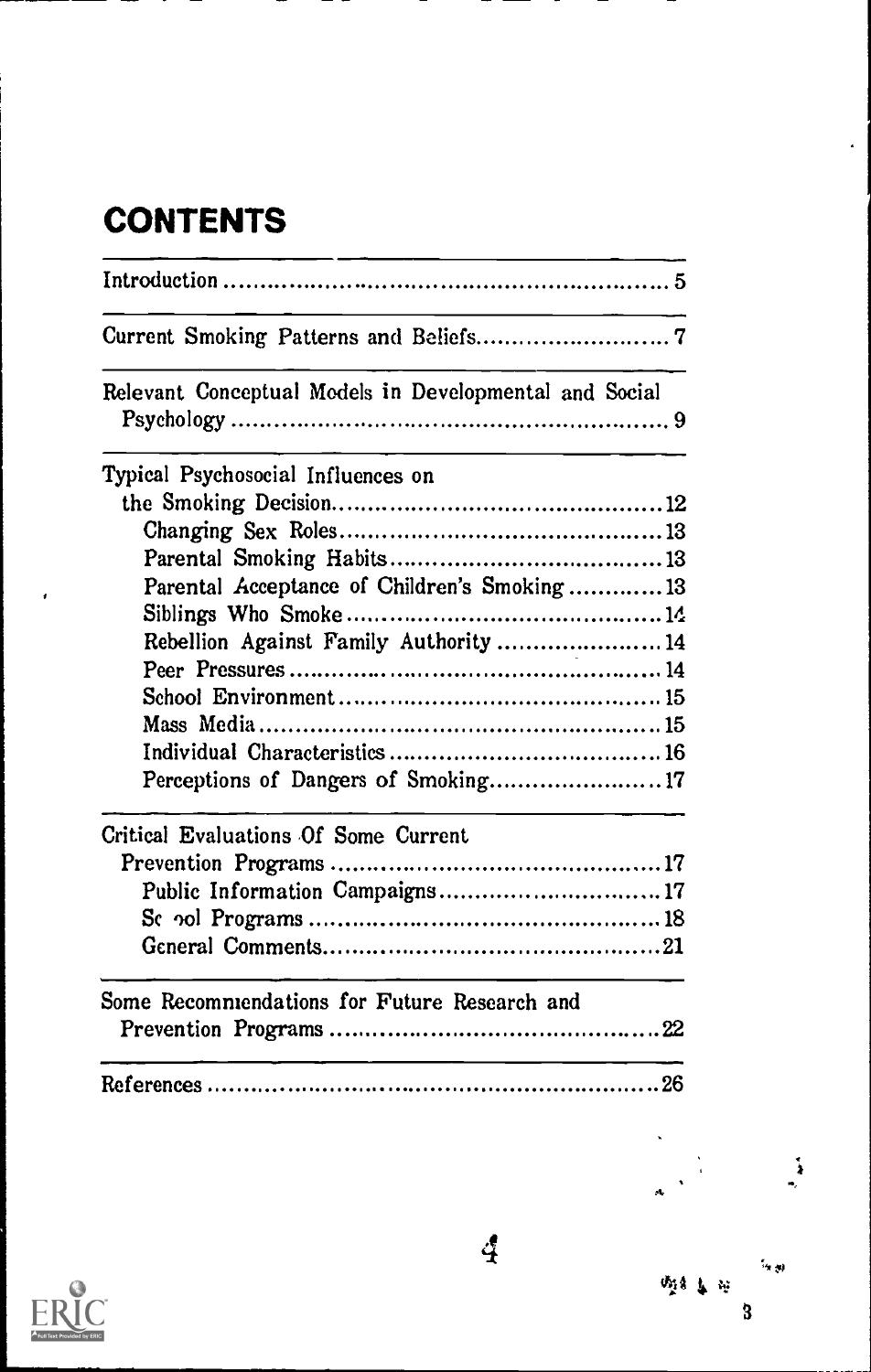# CONTENTS

Introduction ........................................................ 5

Current Smoking Patterns and Beliefs........................... 7

Relevant Conceptual Models in Developmental and Social Psychology ............................................................ 9

Typical Psychosocial Influences on the Smoking Decision............................................12
- Changing Sex Roles...........................................13
- Parental Smoking Habits.....................................13
- Parental Acceptance of Children's Smoking ............13
- Siblings Who Smoke..........................................14
- Rebellion Against Family Authority .......................14
- Peer Pressures ................................................14
- School Environment..........................................15
- Mass Media......................................................15
- Individual Characteristics...................................16
- Perceptions of Dangers of Smoking........................17

Critical Evaluations Of Some Current Prevention Programs ..............................................17
- Public Information Campaigns..............................17
- Sc ool Programs ...............................................18
- General Comments.............................................21

Some Recommendations for Future Research and Prevention Programs ..............................................22

References .............................................................26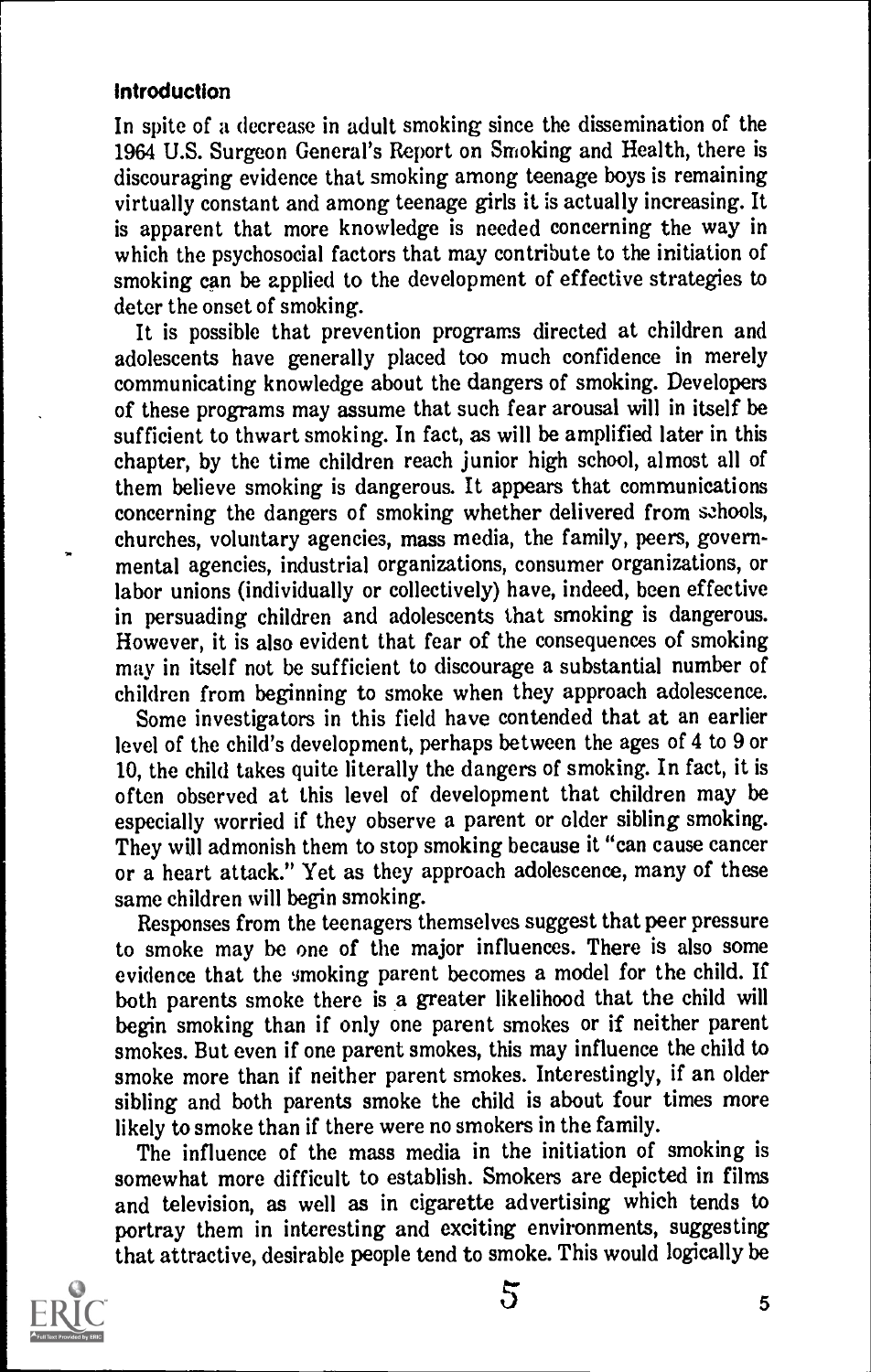### Introduction

In spite of a decrease in adult smoking since the dissemination of the 1964 U.S. Surgeon General's Report on Smoking and Health, there is discouraging evidence that smoking among teenage boys is remaining virtually constant and among teenage girls it is actually increasing. It is apparent that more knowledge is needed concerning the way in which the psychosocial factors that may contribute to the initiation of smoking can be applied to the development of effective strategies to deter the onset of smoking.

It is possible that prevention programs directed at children and adolescents have generally placed too much confidence in merely communicating knowledge about the dangers of smoking. Developers of these programs may assume that such fear arousal will in itself be sufficient to thwart smoking. In fact, as will be amplified later in this chapter, by the time children reach junior high school, almost all of them believe smoking is dangerous. It appears that communications concerning the dangers of smoking whether delivered from schools, churches, voluntary agencies, mass media, the family, peers, governmental agencies, industrial organizations, consumer organizations, or labor unions (individually or collectively) have, indeed, been effective in persuading children and adolescents that smoking is dangerous. However, it is also evident that fear of the consequences of smoking may in itself not be sufficient to discourage a substantial number of children from beginning to smoke when they approach adolescence.

Some investigators in this field have contended that at an earlier level of the child's development, perhaps between the ages of 4 to 9 or 10, the child takes quite literally the dangers of smoking. In fact, it is often observed at this level of development that children may be especially worried if they observe a parent or older sibling smoking. They will admonish them to stop smoking because it "can cause cancer or a heart attack." Yet as they approach adolescence, many of these same children will begin smoking.

Responses from the teenagers themselves suggest that peer pressure to smoke may be one of the major influences. There is also some evidence that the smoking parent becomes a model for the child. If both parents smoke there is a greater likelihood that the child will begin smoking than if only one parent smokes or if neither parent smokes. But even if one parent smokes, this may influence the child to smoke more than if neither parent smokes. Interestingly, if an older sibling and both parents smoke the child is about four times more likely to smoke than if there were no smokers in the family.

The influence of the mass media in the initiation of smoking is somewhat more difficult to establish. Smokers are depicted in films and television, as well as in cigarette advertising which tends to portray them in interesting and exciting environments, suggesting that attractive, desirable people tend to smoke. This would logically be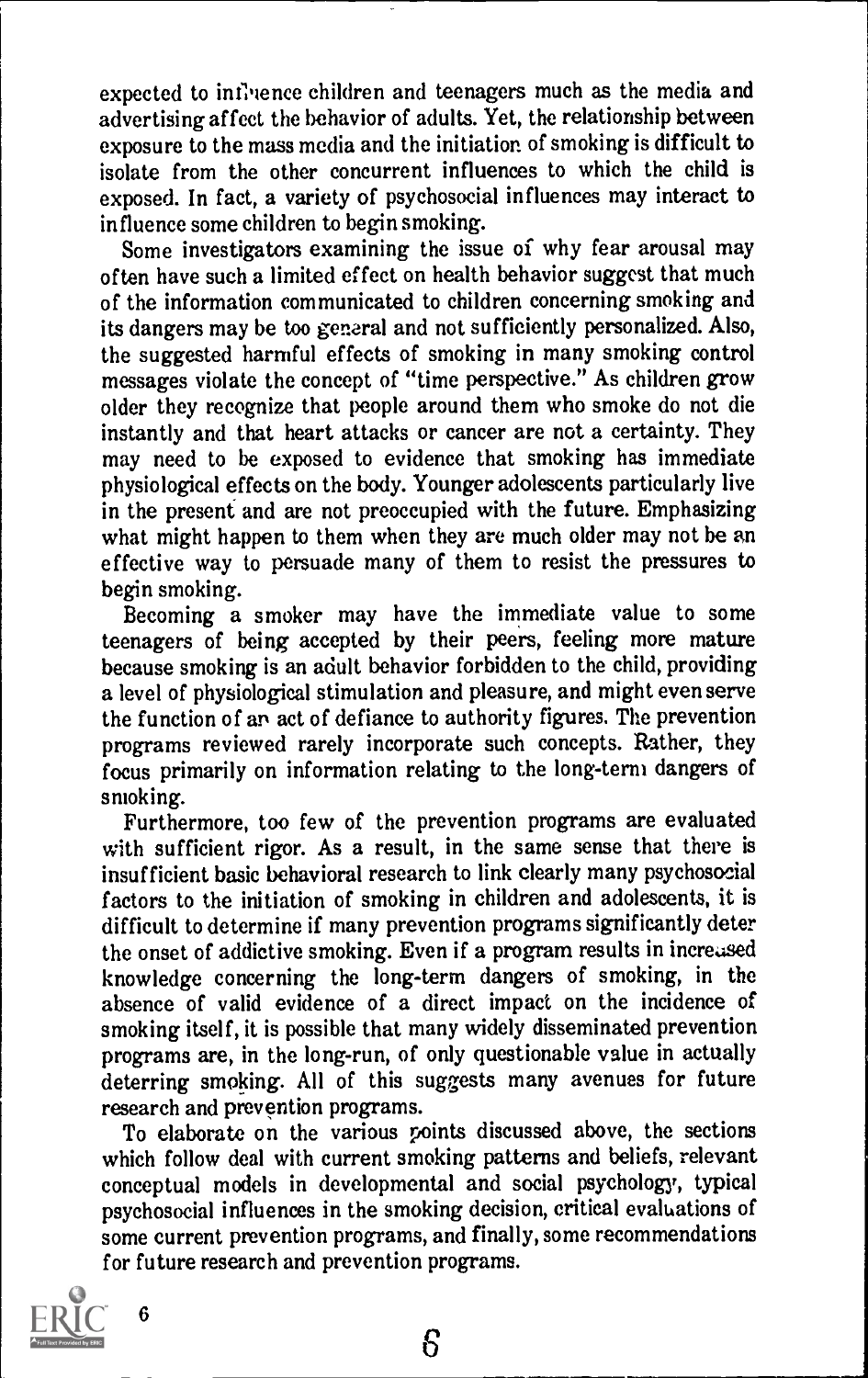expected to influence children and teenagers much as the media and advertising affect the behavior of adults. Yet, the relationship between exposure to the mass media and the initiation of smoking is difficult to isolate from the other concurrent influences to which the child is exposed. In fact, a variety of psychosocial influences may interact to influence some children to begin smoking.

Some investigators examining the issue of why fear arousal may often have such a limited effect on health behavior suggest that much of the information communicated to children concerning smoking and its dangers may be too general and not sufficiently personalized. Also, the suggested harmful effects of smoking in many smoking control messages violate the concept of "time perspective." As children grow older they recognize that people around them who smoke do not die instantly and that heart attacks or cancer are not a certainty. They may need to be exposed to evidence that smoking has immediate physiological effects on the body. Younger adolescents particularly live in the present and are not preoccupied with the future. Emphasizing what might happen to them when they are much older may not be an effective way to persuade many of them to resist the pressures to begin smoking.

Becoming a smoker may have the immediate value to some teenagers of being accepted by their peers, feeling more mature because smoking is an adult behavior forbidden to the child, providing a level of physiological stimulation and pleasure, and might even serve the function of an act of defiance to authority figures. The prevention programs reviewed rarely incorporate such concepts. Rather, they focus primarily on information relating to the long-term dangers of smoking.

Furthermore, too few of the prevention programs are evaluated with sufficient rigor. As a result, in the same sense that there is insufficient basic behavioral research to link clearly many psychosocial factors to the initiation of smoking in children and adolescents, it is difficult to determine if many prevention programs significantly deter the onset of addictive smoking. Even if a program results in increased knowledge concerning the long-term dangers of smoking, in the absence of valid evidence of a direct impact on the incidence of smoking itself, it is possible that many widely disseminated prevention programs are, in the long-run, of only questionable value in actually deterring smoking. All of this suggests many avenues for future research and prevention programs.

To elaborate on the various points discussed above, the sections which follow deal with current smoking patterns and beliefs, relevant conceptual models in developmental and social psychology, typical psychosocial influences in the smoking decision, critical evaluations of some current prevention programs, and finally, some recommendations for future research and prevention programs.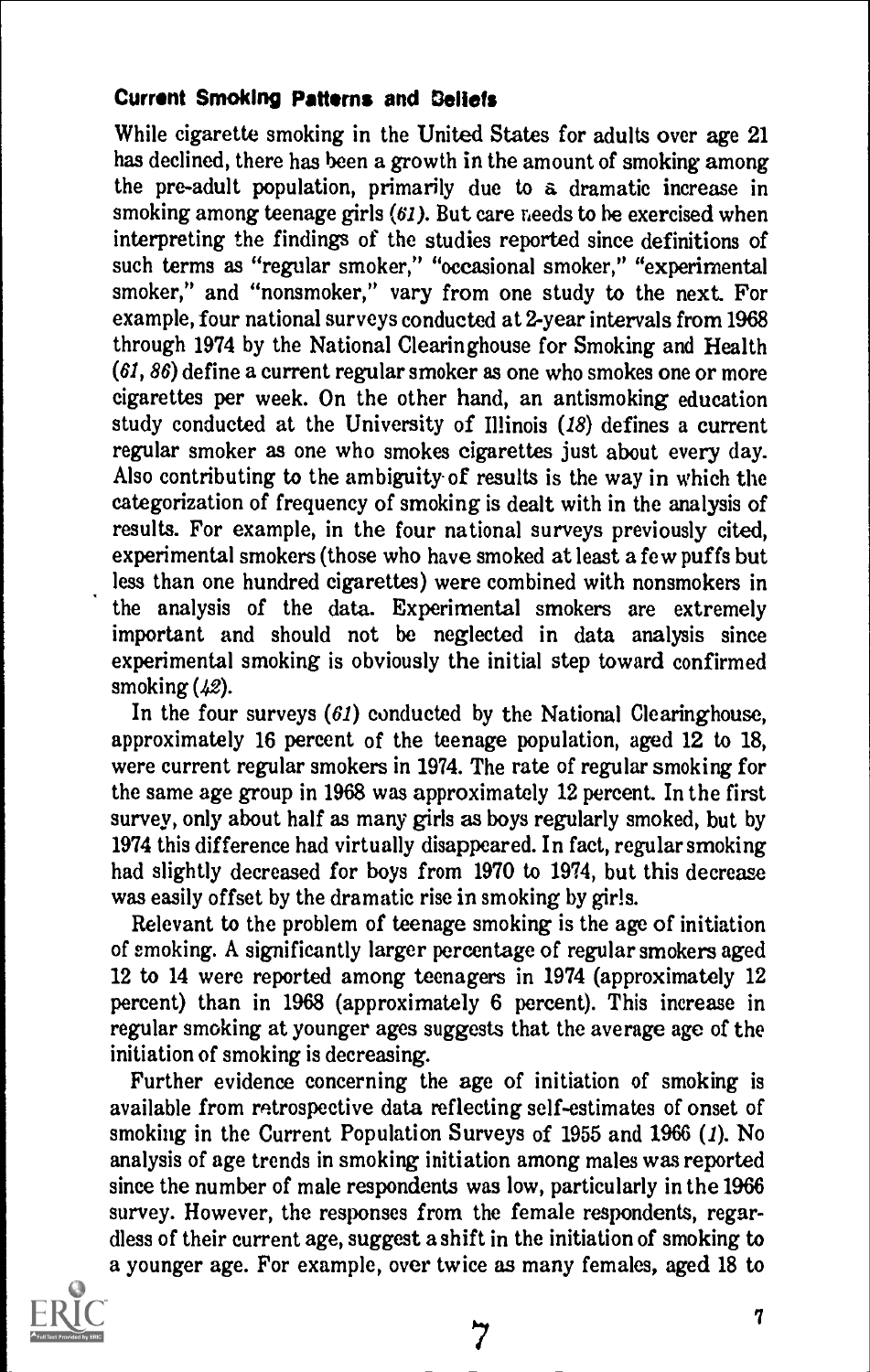### Current Smoking Patterns and Beliefs

While cigarette smoking in the United States for adults over age 21 has declined, there has been a growth in the amount of smoking among the pre-adult population, primarily due to a dramatic increase in smoking among teenage girls (*61*). But care needs to be exercised when interpreting the findings of the studies reported since definitions of such terms as "regular smoker," "occasional smoker," "experimental smoker," and "nonsmoker," vary from one study to the next. For example, four national surveys conducted at 2-year intervals from 1968 through 1974 by the National Clearinghouse for Smoking and Health (*61, 86*) define a current regular smoker as one who smokes one or more cigarettes per week. On the other hand, an antismoking education study conducted at the University of Illinois (*18*) defines a current regular smoker as one who smokes cigarettes just about every day. Also contributing to the ambiguity of results is the way in which the categorization of frequency of smoking is dealt with in the analysis of results. For example, in the four national surveys previously cited, experimental smokers (those who have smoked at least a few puffs but less than one hundred cigarettes) were combined with nonsmokers in the analysis of the data. Experimental smokers are extremely important and should not be neglected in data analysis since experimental smoking is obviously the initial step toward confirmed smoking (*42*).

In the four surveys (*61*) conducted by the National Clearinghouse, approximately 16 percent of the teenage population, aged 12 to 18, were current regular smokers in 1974. The rate of regular smoking for the same age group in 1968 was approximately 12 percent. In the first survey, only about half as many girls as boys regularly smoked, but by 1974 this difference had virtually disappeared. In fact, regular smoking had slightly decreased for boys from 1970 to 1974, but this decrease was easily offset by the dramatic rise in smoking by girls.

Relevant to the problem of teenage smoking is the age of initiation of smoking. A significantly larger percentage of regular smokers aged 12 to 14 were reported among teenagers in 1974 (approximately 12 percent) than in 1968 (approximately 6 percent). This increase in regular smoking at younger ages suggests that the average age of the initiation of smoking is decreasing.

Further evidence concerning the age of initiation of smoking is available from retrospective data reflecting self-estimates of onset of smoking in the Current Population Surveys of 1955 and 1966 (*1*). No analysis of age trends in smoking initiation among males was reported since the number of male respondents was low, particularly in the 1966 survey. However, the responses from the female respondents, regardless of their current age, suggest a shift in the initiation of smoking to a younger age. For example, over twice as many females, aged 18 to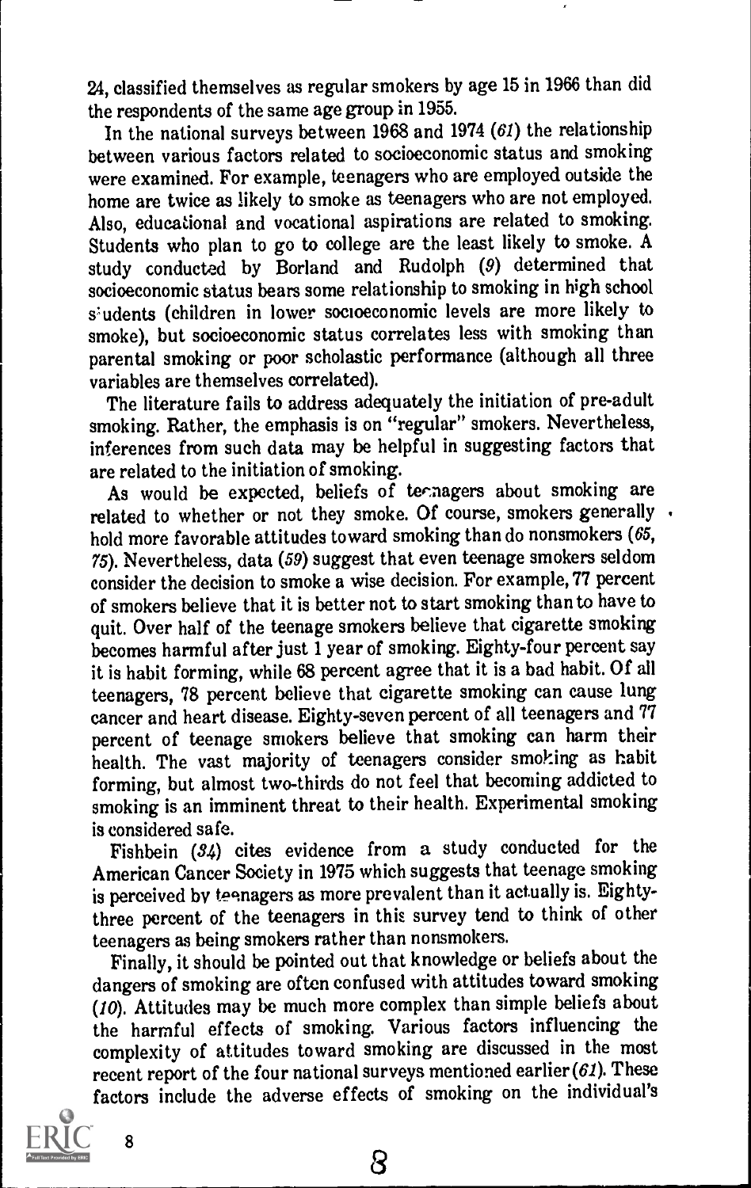24, classified themselves as regular smokers by age 15 in 1966 than did the respondents of the same age group in 1955.

In the national surveys between 1968 and 1974 (*61*) the relationship between various factors related to socioeconomic status and smoking were examined. For example, teenagers who are employed outside the home are twice as likely to smoke as teenagers who are not employed. Also, educational and vocational aspirations are related to smoking. Students who plan to go to college are the least likely to smoke. A study conducted by Borland and Rudolph (*9*) determined that socioeconomic status bears some relationship to smoking in high school students (children in lower socioeconomic levels are more likely to smoke), but socioeconomic status correlates less with smoking than parental smoking or poor scholastic performance (although all three variables are themselves correlated).

The literature fails to address adequately the initiation of pre-adult smoking. Rather, the emphasis is on "regular" smokers. Nevertheless, inferences from such data may be helpful in suggesting factors that are related to the initiation of smoking.

As would be expected, beliefs of teenagers about smoking are related to whether or not they smoke. Of course, smokers generally hold more favorable attitudes toward smoking than do nonsmokers (*65, 75*). Nevertheless, data (*59*) suggest that even teenage smokers seldom consider the decision to smoke a wise decision. For example, 77 percent of smokers believe that it is better not to start smoking than to have to quit. Over half of the teenage smokers believe that cigarette smoking becomes harmful after just 1 year of smoking. Eighty-four percent say it is habit forming, while 68 percent agree that it is a bad habit. Of all teenagers, 78 percent believe that cigarette smoking can cause lung cancer and heart disease. Eighty-seven percent of all teenagers and 77 percent of teenage smokers believe that smoking can harm their health. The vast majority of teenagers consider smoking as habit forming, but almost two-thirds do not feel that becoming addicted to smoking is an imminent threat to their health. Experimental smoking is considered safe.

Fishbein (*34*) cites evidence from a study conducted for the American Cancer Society in 1975 which suggests that teenage smoking is perceived by teenagers as more prevalent than it actually is. Eighty-three percent of the teenagers in this survey tend to think of other teenagers as being smokers rather than nonsmokers.

Finally, it should be pointed out that knowledge or beliefs about the dangers of smoking are often confused with attitudes toward smoking (*10*). Attitudes may be much more complex than simple beliefs about the harmful effects of smoking. Various factors influencing the complexity of attitudes toward smoking are discussed in the most recent report of the four national surveys mentioned earlier (*61*). These factors include the adverse effects of smoking on the individual's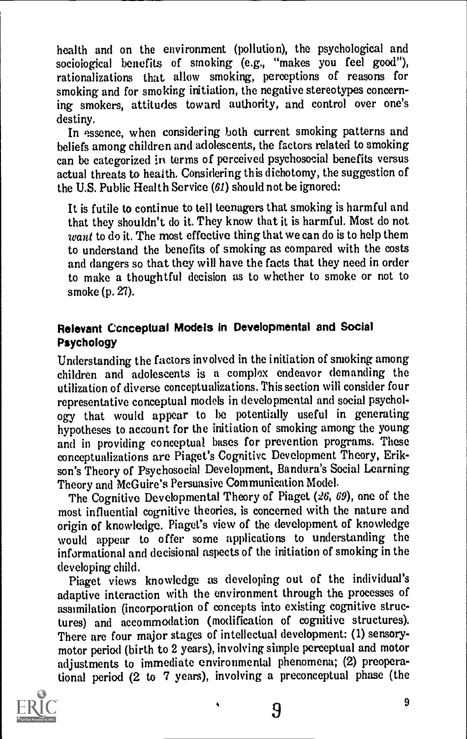health and on the environment (pollution), the psychological and sociological benefits of smoking (e.g., "makes you feel good"), rationalizations that allow smoking, perceptions of reasons for smoking and for smoking initiation, the negative stereotypes concerning smokers, attitudes toward authority, and control over one's destiny.

In essence, when considering both current smoking patterns and beliefs among children and adolescents, the factors related to smoking can be categorized in terms of perceived psychosocial benefits versus actual threats to health. Considering this dichotomy, the suggestion of the U.S. Public Health Service (*61*) should not be ignored:

> It is futile to continue to tell teenagers that smoking is harmful and that they shouldn't do it. They know that it is harmful. Most do not *want* to do it. The most effective thing that we can do is to help them to understand the benefits of smoking as compared with the costs and dangers so that they will have the facts that they need in order to make a thoughtful decision as to whether to smoke or not to smoke (p. 27).

## Relevant Conceptual Models in Developmental and Social Psychology

Understanding the factors involved in the initiation of smoking among children and adolescents is a complex endeavor demanding the utilization of diverse conceptualizations. This section will consider four representative conceptual models in developmental and social psychology that would appear to be potentially useful in generating hypotheses to account for the initiation of smoking among the young and in providing conceptual bases for prevention programs. These conceptualizations are Piaget's Cognitive Development Theory, Erikson's Theory of Psychosocial Development, Bandura's Social Learning Theory and McGuire's Persuasive Communication Model.

The Cognitive Developmental Theory of Piaget (*26, 69*), one of the most influential cognitive theories, is concerned with the nature and origin of knowledge. Piaget's view of the development of knowledge would appear to offer some applications to understanding the informational and decisional aspects of the initiation of smoking in the developing child.

Piaget views knowledge as developing out of the individual's adaptive interaction with the environment through the processes of assimilation (incorporation of concepts into existing cognitive structures) and accommodation (modification of cognitive structures). There are four major stages of intellectual development: (1) sensorymotor period (birth to 2 years), involving simple perceptual and motor adjustments to immediate environmental phenomena; (2) preoperational period (2 to 7 years), involving a preconceptual phase (the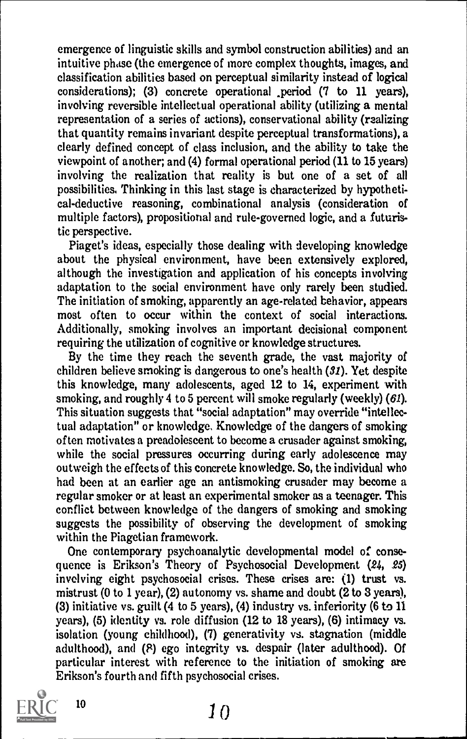emergence of linguistic skills and symbol construction abilities) and an intuitive phase (the emergence of more complex thoughts, images, and classification abilities based on perceptual similarity instead of logical considerations); (3) concrete operational period (7 to 11 years), involving reversible intellectual operational ability (utilizing a mental representation of a series of actions), conservational ability (realizing that quantity remains invariant despite perceptual transformations), a clearly defined concept of class inclusion, and the ability to take the viewpoint of another; and (4) formal operational period (11 to 15 years) involving the realization that reality is but one of a set of all possibilities. Thinking in this last stage is characterized by hypothetical-deductive reasoning, combinational analysis (consideration of multiple factors), propositional and rule-governed logic, and a futuristic perspective.

Piaget's ideas, especially those dealing with developing knowledge about the physical environment, have been extensively explored, although the investigation and application of his concepts involving adaptation to the social environment have only rarely been studied. The initiation of smoking, apparently an age-related behavior, appears most often to occur within the context of social interactions. Additionally, smoking involves an important decisional component requiring the utilization of cognitive or knowledge structures.

By the time they reach the seventh grade, the vast majority of children believe smoking is dangerous to one's health (*31*). Yet despite this knowledge, many adolescents, aged 12 to 14, experiment with smoking, and roughly 4 to 5 percent will smoke regularly (weekly) (*61*). This situation suggests that "social adaptation" may override "intellectual adaptation" or knowledge. Knowledge of the dangers of smoking often motivates a preadolescent to become a crusader against smoking, while the social pressures occurring during early adolescence may outweigh the effects of this concrete knowledge. So, the individual who had been at an earlier age an antismoking crusader may become a regular smoker or at least an experimental smoker as a teenager. This conflict between knowledge of the dangers of smoking and smoking suggests the possibility of observing the development of smoking within the Piagetian framework.

One contemporary psychoanalytic developmental model of consequence is Erikson's Theory of Psychosocial Development (*24*, *25*) involving eight psychosocial crises. These crises are: (1) trust vs. mistrust (0 to 1 year), (2) autonomy vs. shame and doubt (2 to 3 years), (3) initiative vs. guilt (4 to 5 years), (4) industry vs. inferiority (6 to 11 years), (5) identity vs. role diffusion (12 to 18 years), (6) intimacy vs. isolation (young childhood), (7) generativity vs. stagnation (middle adulthood), and (8) ego integrity vs. despair (later adulthood). Of particular interest with reference to the initiation of smoking are Erikson's fourth and fifth psychosocial crises.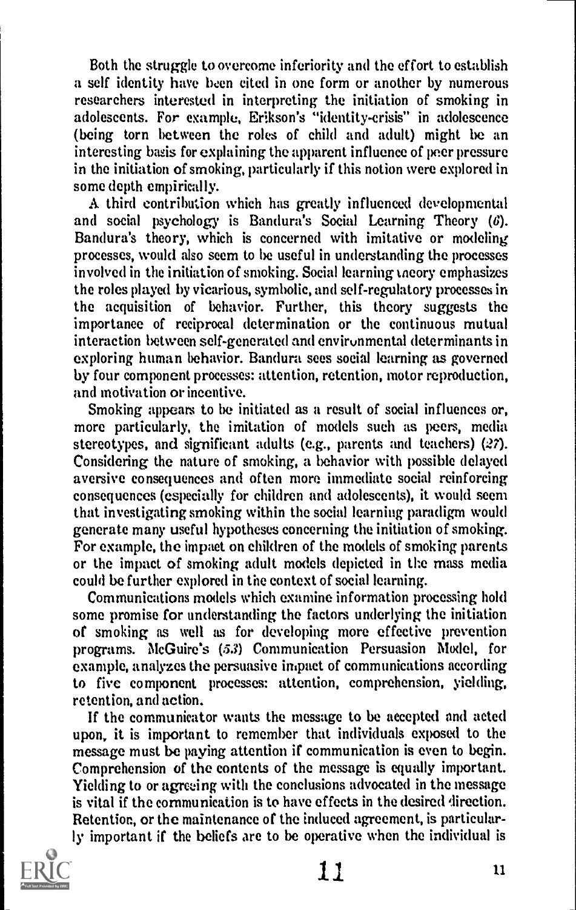Both the struggle to overcome inferiority and the effort to establish a self identity have been cited in one form or another by numerous researchers interested in interpreting the initiation of smoking in adolescents. For example, Erikson's "identity-crisis" in adolescence (being torn between the roles of child and adult) might be an interesting basis for explaining the apparent influence of peer pressure in the initiation of smoking, particularly if this notion were explored in some depth empirically.

A third contribution which has greatly influenced developmental and social psychology is Bandura's Social Learning Theory (6). Bandura's theory, which is concerned with imitative or modeling processes, would also seem to be useful in understanding the processes involved in the initiation of smoking. Social learning theory emphasizes the roles played by vicarious, symbolic, and self-regulatory processes in the acquisition of behavior. Further, this theory suggests the importance of reciprocal determination or the continuous mutual interaction between self-generated and environmental determinants in exploring human behavior. Bandura sees social learning as governed by four component processes: attention, retention, motor reproduction, and motivation or incentive.

Smoking appears to be initiated as a result of social influences or, more particularly, the imitation of models such as peers, media stereotypes, and significant adults (e.g., parents and teachers) (27). Considering the nature of smoking, a behavior with possible delayed aversive consequences and often more immediate social reinforcing consequences (especially for children and adolescents), it would seem that investigating smoking within the social learning paradigm would generate many useful hypotheses concerning the initiation of smoking. For example, the impact on children of the models of smoking parents or the impact of smoking adult models depicted in the mass media could be further explored in the context of social learning.

Communications models which examine information processing hold some promise for understanding the factors underlying the initiation of smoking as well as for developing more effective prevention programs. McGuire's (53) Communication Persuasion Model, for example, analyzes the persuasive impact of communications according to five component processes: attention, comprehension, yielding, retention, and action.

If the communicator wants the message to be accepted and acted upon, it is important to remember that individuals exposed to the message must be paying attention if communication is even to begin. Comprehension of the contents of the message is equally important. Yielding to or agreeing with the conclusions advocated in the message is vital if the communication is to have effects in the desired direction. Retention, or the maintenance of the induced agreement, is particularly important if the beliefs are to be operative when the individual is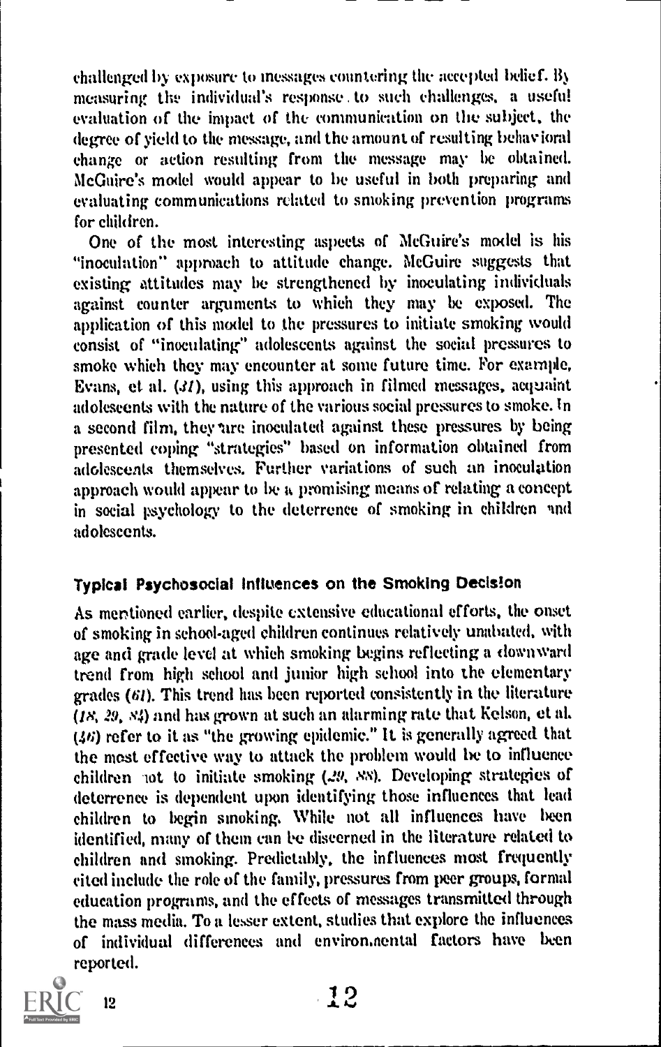challenged by exposure to messages countering the accepted belief. By measuring the individual's response to such challenges, a useful evaluation of the impact of the communication on the subject, the degree of yield to the message, and the amount of resulting behavioral change or action resulting from the message may be obtained. McGuire's model would appear to be useful in both preparing and evaluating communications related to smoking prevention programs for children.

One of the most interesting aspects of McGuire's model is his "inoculation" approach to attitude change. McGuire suggests that existing attitudes may be strengthened by inoculating individuals against counter arguments to which they may be exposed. The application of this model to the pressures to initiate smoking would consist of "inoculating" adolescents against the social pressures to smoke which they may encounter at some future time. For example, Evans, et al. (*31*), using this approach in filmed messages, acquaint adolescents with the nature of the various social pressures to smoke. In a second film, they are inoculated against these pressures by being presented coping "strategies" based on information obtained from adolescents themselves. Further variations of such an inoculation approach would appear to be a promising means of relating a concept in social psychology to the deterrence of smoking in children and adolescents.

## Typical Psychosocial Influences on the Smoking Decision

As mentioned earlier, despite extensive educational efforts, the onset of smoking in school-aged children continues relatively unabated, with age and grade level at which smoking begins reflecting a downward trend from high school and junior high school into the elementary grades (*61*). This trend has been reported consistently in the literature (*18, 29, 84*) and has grown at such an alarming rate that Kelson, et al. (*46*) refer to it as "the growing epidemic." It is generally agreed that the most effective way to attack the problem would be to influence children not to initiate smoking (*29, 88*). Developing strategies of deterrence is dependent upon identifying those influences that lead children to begin smoking. While not all influences have been identified, many of them can be discerned in the literature related to children and smoking. Predictably, the influences most frequently cited include the role of the family, pressures from peer groups, formal education programs, and the effects of messages transmitted through the mass media. To a lesser extent, studies that explore the influences of individual differences and environmental factors have been reported.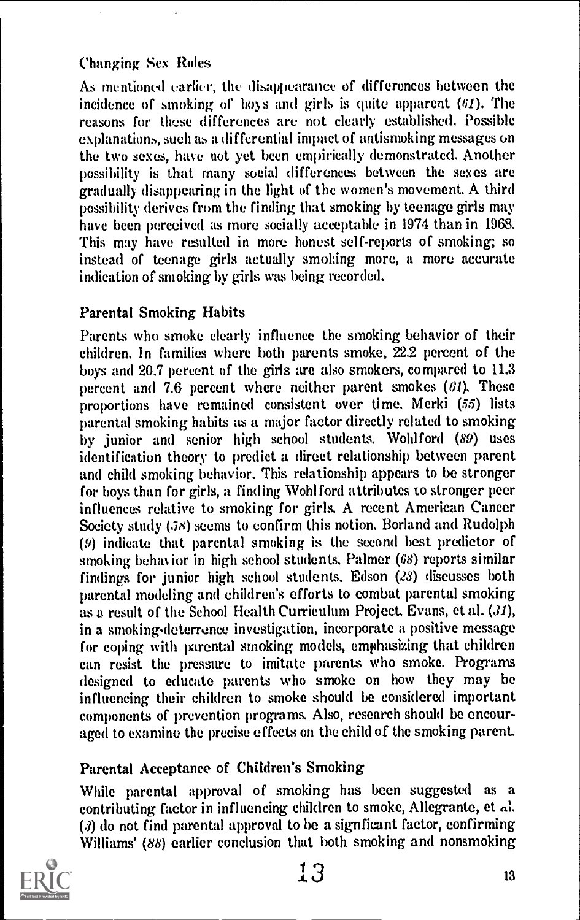### Changing Sex Roles

As mentioned earlier, the disappearance of differences between the incidence of smoking of boys and girls is quite apparent (*61*). The reasons for these differences are not clearly established. Possible explanations, such as a differential impact of antismoking messages on the two sexes, have not yet been empirically demonstrated. Another possibility is that many social differences between the sexes are gradually disappearing in the light of the women's movement. A third possibility derives from the finding that smoking by teenage girls may have been perceived as more socially acceptable in 1974 than in 1968. This may have resulted in more honest self-reports of smoking; so instead of teenage girls actually smoking more, a more accurate indication of smoking by girls was being recorded.

### Parental Smoking Habits

Parents who smoke clearly influence the smoking behavior of their children. In families where both parents smoke, 22.2 percent of the boys and 20.7 percent of the girls are also smokers, compared to 11.3 percent and 7.6 percent where neither parent smokes (*61*). These proportions have remained consistent over time. Merki (*55*) lists parental smoking habits as a major factor directly related to smoking by junior and senior high school students. Wohlford (*89*) uses identification theory to predict a direct relationship between parent and child smoking behavior. This relationship appears to be stronger for boys than for girls, a finding Wohlford attributes to stronger peer influences relative to smoking for girls. A recent American Cancer Society study (*58*) seems to confirm this notion. Borland and Rudolph (*9*) indicate that parental smoking is the second best predictor of smoking behavior in high school students. Palmer (*68*) reports similar findings for junior high school students. Edson (*23*) discusses both parental modeling and children's efforts to combat parental smoking as a result of the School Health Curriculum Project. Evans, et al. (*31*), in a smoking-deterrence investigation, incorporate a positive message for coping with parental smoking models, emphasizing that children can resist the pressure to imitate parents who smoke. Programs designed to educate parents who smoke on how they may be influencing their children to smoke should be considered important components of prevention programs. Also, research should be encouraged to examine the precise effects on the child of the smoking parent.

### Parental Acceptance of Children's Smoking

While parental approval of smoking has been suggested as a contributing factor in influencing children to smoke, Allegrante, et al. (*3*) do not find parental approval to be a signficant factor, confirming Williams' (*88*) earlier conclusion that both smoking and nonsmoking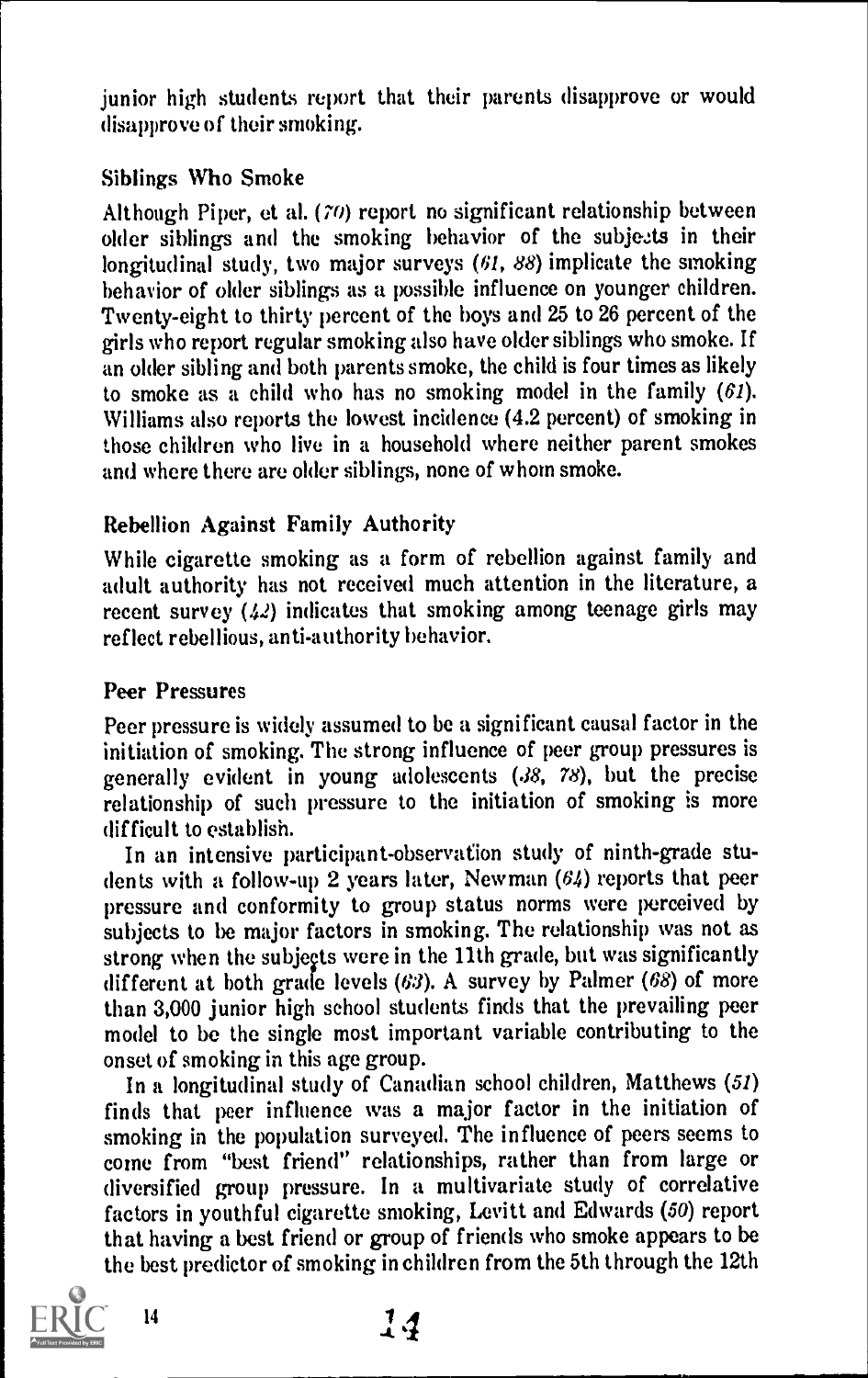junior high students report that their parents disapprove or would disapprove of their smoking.

### Siblings Who Smoke

Although Piper, et al. (*70*) report no significant relationship between older siblings and the smoking behavior of the subjects in their longitudinal study, two major surveys (*61, 88*) implicate the smoking behavior of older siblings as a possible influence on younger children. Twenty-eight to thirty percent of the boys and 25 to 26 percent of the girls who report regular smoking also have older siblings who smoke. If an older sibling and both parents smoke, the child is four times as likely to smoke as a child who has no smoking model in the family (*61*). Williams also reports the lowest incidence (4.2 percent) of smoking in those children who live in a household where neither parent smokes and where there are older siblings, none of whom smoke.

### Rebellion Against Family Authority

While cigarette smoking as a form of rebellion against family and adult authority has not received much attention in the literature, a recent survey (*42*) indicates that smoking among teenage girls may reflect rebellious, anti-authority behavior.

### Peer Pressures

Peer pressure is widely assumed to be a significant causal factor in the initiation of smoking. The strong influence of peer group pressures is generally evident in young adolescents (*38, 78*), but the precise relationship of such pressure to the initiation of smoking is more difficult to establish.

In an intensive participant-observation study of ninth-grade students with a follow-up 2 years later, Newman (*64*) reports that peer pressure and conformity to group status norms were perceived by subjects to be major factors in smoking. The relationship was not as strong when the subjects were in the 11th grade, but was significantly different at both grade levels (*63*). A survey by Palmer (*68*) of more than 3,000 junior high school students finds that the prevailing peer model to be the single most important variable contributing to the onset of smoking in this age group.

In a longitudinal study of Canadian school children, Matthews (*51*) finds that peer influence was a major factor in the initiation of smoking in the population surveyed. The influence of peers seems to come from "best friend" relationships, rather than from large or diversified group pressure. In a multivariate study of correlative factors in youthful cigarette smoking, Levitt and Edwards (*50*) report that having a best friend or group of friends who smoke appears to be the best predictor of smoking in children from the 5th through the 12th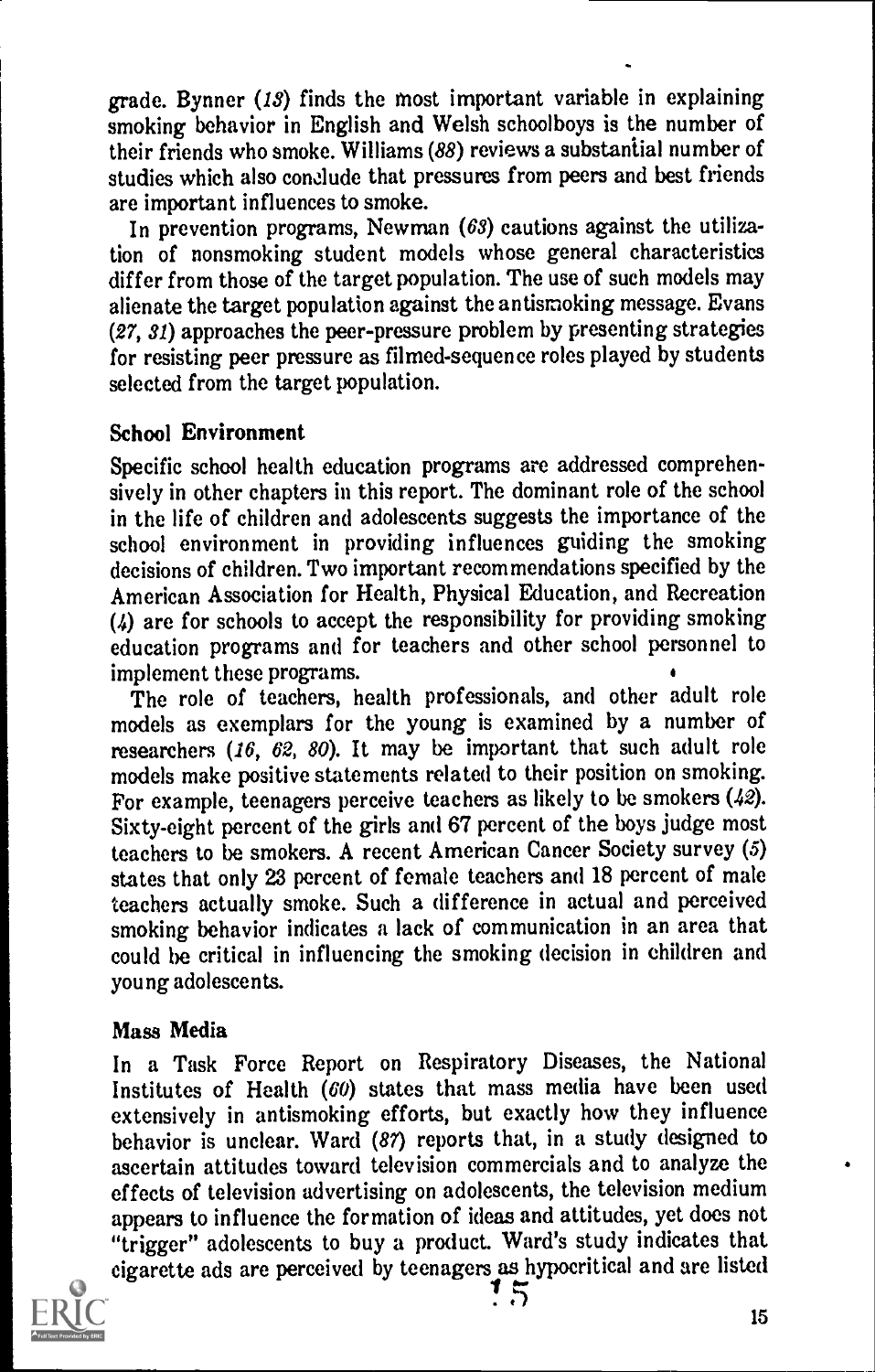grade. Bynner (*13*) finds the most important variable in explaining smoking behavior in English and Welsh schoolboys is the number of their friends who smoke. Williams (*88*) reviews a substantial number of studies which also conclude that pressures from peers and best friends are important influences to smoke.

In prevention programs, Newman (*63*) cautions against the utilization of nonsmoking student models whose general characteristics differ from those of the target population. The use of such models may alienate the target population against the antismoking message. Evans (*27, 31*) approaches the peer-pressure problem by presenting strategies for resisting peer pressure as filmed-sequence roles played by students selected from the target population.

## School Environment

Specific school health education programs are addressed comprehensively in other chapters in this report. The dominant role of the school in the life of children and adolescents suggests the importance of the school environment in providing influences guiding the smoking decisions of children. Two important recommendations specified by the American Association for Health, Physical Education, and Recreation (*4*) are for schools to accept the responsibility for providing smoking education programs and for teachers and other school personnel to implement these programs.

The role of teachers, health professionals, and other adult role models as exemplars for the young is examined by a number of researchers (*16, 62, 80*). It may be important that such adult role models make positive statements related to their position on smoking. For example, teenagers perceive teachers as likely to be smokers (*42*). Sixty-eight percent of the girls and 67 percent of the boys judge most teachers to be smokers. A recent American Cancer Society survey (*5*) states that only 23 percent of female teachers and 18 percent of male teachers actually smoke. Such a difference in actual and perceived smoking behavior indicates a lack of communication in an area that could be critical in influencing the smoking decision in children and young adolescents.

## Mass Media

In a Task Force Report on Respiratory Diseases, the National Institutes of Health (*60*) states that mass media have been used extensively in antismoking efforts, but exactly how they influence behavior is unclear. Ward (*87*) reports that, in a study designed to ascertain attitudes toward television commercials and to analyze the effects of television advertising on adolescents, the television medium appears to influence the formation of ideas and attitudes, yet does not "trigger" adolescents to buy a product. Ward's study indicates that cigarette ads are perceived by teenagers as hypocritical and are listed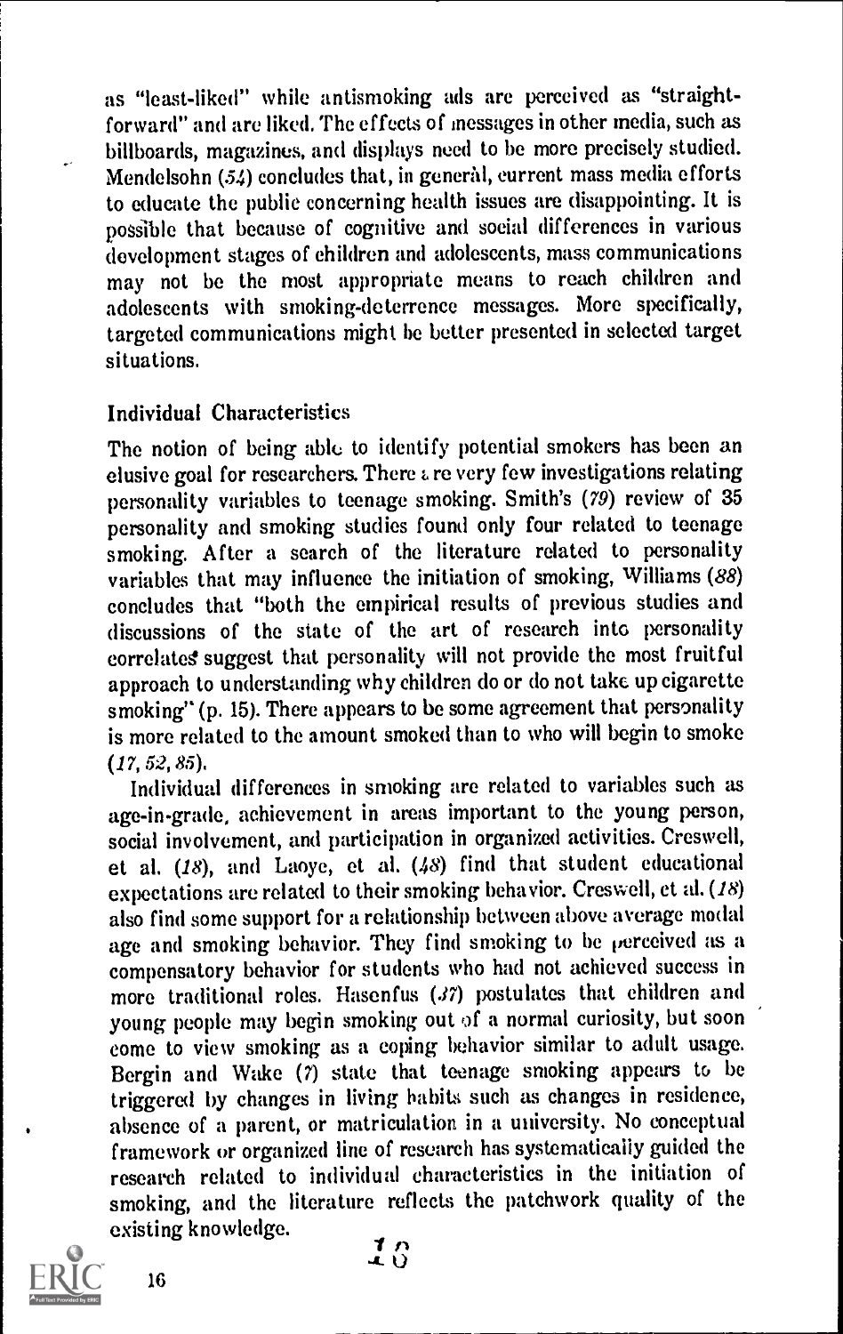as "least-liked" while antismoking ads are perceived as "straightforward" and are liked. The effects of messages in other media, such as billboards, magazines, and displays need to be more precisely studied. Mendelsohn (*54*) concludes that, in general, current mass media efforts to educate the public concerning health issues are disappointing. It is possible that because of cognitive and social differences in various development stages of children and adolescents, mass communications may not be the most appropriate means to reach children and adolescents with smoking-deterrence messages. More specifically, targeted communications might be better presented in selected target situations.

## Individual Characteristics

The notion of being able to identify potential smokers has been an elusive goal for researchers. There are very few investigations relating personality variables to teenage smoking. Smith's (*79*) review of 35 personality and smoking studies found only four related to teenage smoking. After a search of the literature related to personality variables that may influence the initiation of smoking, Williams (*88*) concludes that "both the empirical results of previous studies and discussions of the state of the art of research into personality correlates suggest that personality will not provide the most fruitful approach to understanding why children do or do not take up cigarette smoking" (p. 15). There appears to be some agreement that personality is more related to the amount smoked than to who will begin to smoke (*17, 52, 85*).

Individual differences in smoking are related to variables such as age-in-grade, achievement in areas important to the young person, social involvement, and participation in organized activities. Creswell, et al. (*18*), and Laoye, et al. (*48*) find that student educational expectations are related to their smoking behavior. Creswell, et al. (*18*) also find some support for a relationship between above average modal age and smoking behavior. They find smoking to be perceived as a compensatory behavior for students who had not achieved success in more traditional roles. Hasenfus (*37*) postulates that children and young people may begin smoking out of a normal curiosity, but soon come to view smoking as a coping behavior similar to adult usage. Bergin and Wake (*7*) state that teenage smoking appears to be triggered by changes in living habits such as changes in residence, absence of a parent, or matriculation in a university. No conceptual framework or organized line of research has systematically guided the research related to individual characteristics in the initiation of smoking, and the literature reflects the patchwork quality of the existing knowledge.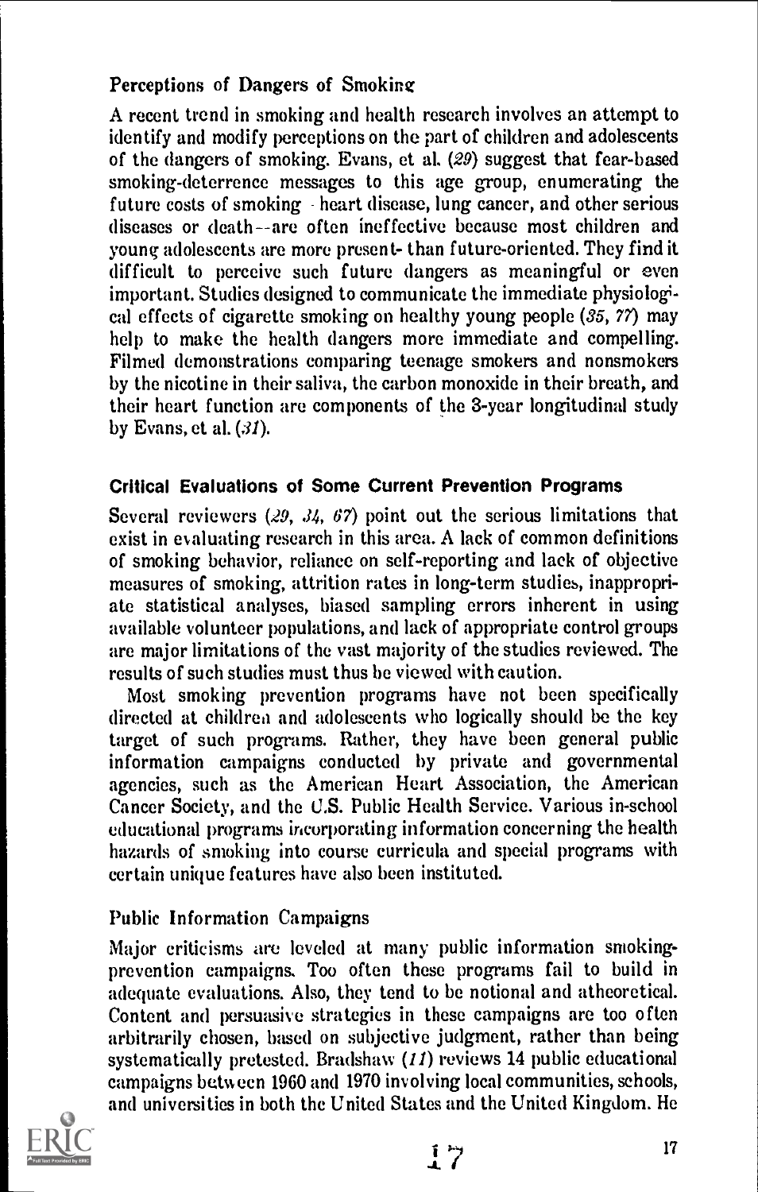### Perceptions of Dangers of Smoking

A recent trend in smoking and health research involves an attempt to identify and modify perceptions on the part of children and adolescents of the dangers of smoking. Evans, et al. (*29*) suggest that fear-based smoking-deterrence messages to this age group, enumerating the future costs of smoking - heart disease, lung cancer, and other serious diseases or death--are often ineffective because most children and young adolescents are more present- than future-oriented. They find it difficult to perceive such future dangers as meaningful or even important. Studies designed to communicate the immediate physiological effects of cigarette smoking on healthy young people (*35, 77*) may help to make the health dangers more immediate and compelling. Filmed demonstrations comparing teenage smokers and nonsmokers by the nicotine in their saliva, the carbon monoxide in their breath, and their heart function are components of the 3-year longitudinal study by Evans, et al. (*31*).

### Critical Evaluations of Some Current Prevention Programs

Several reviewers (*29, 34, 67*) point out the serious limitations that exist in evaluating research in this area. A lack of common definitions of smoking behavior, reliance on self-reporting and lack of objective measures of smoking, attrition rates in long-term studies, inappropriate statistical analyses, biased sampling errors inherent in using available volunteer populations, and lack of appropriate control groups are major limitations of the vast majority of the studies reviewed. The results of such studies must thus be viewed with caution.

Most smoking prevention programs have not been specifically directed at children and adolescents who logically should be the key target of such programs. Rather, they have been general public information campaigns conducted by private and governmental agencies, such as the American Heart Association, the American Cancer Society, and the U.S. Public Health Service. Various in-school educational programs incorporating information concerning the health hazards of smoking into course curricula and special programs with certain unique features have also been instituted.

### Public Information Campaigns

Major criticisms are leveled at many public information smoking-prevention campaigns. Too often these programs fail to build in adequate evaluations. Also, they tend to be notional and atheoretical. Content and persuasive strategies in these campaigns are too often arbitrarily chosen, based on subjective judgment, rather than being systematically pretested. Bradshaw (*11*) reviews 14 public educational campaigns between 1960 and 1970 involving local communities, schools, and universities in both the United States and the United Kingdom. He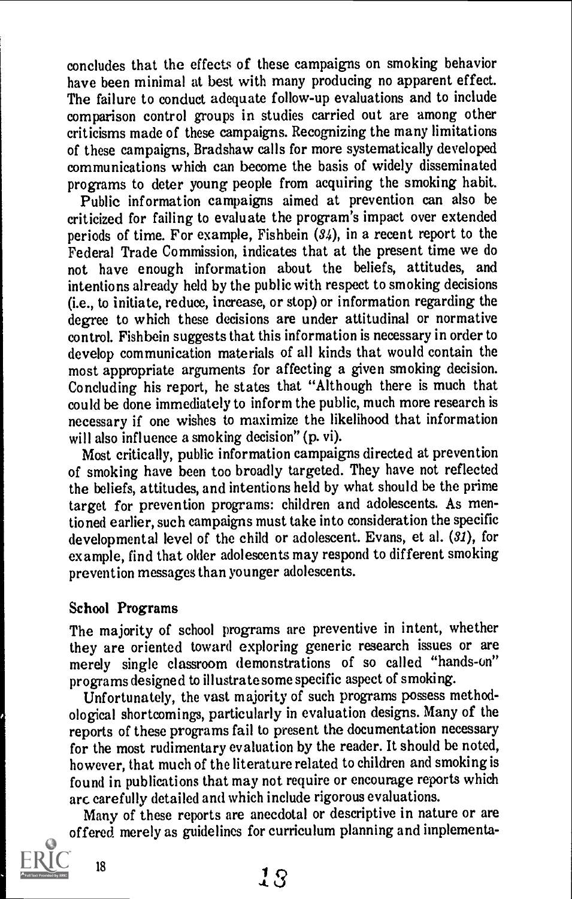concludes that the effects of these campaigns on smoking behavior have been minimal at best with many producing no apparent effect. The failure to conduct adequate follow-up evaluations and to include comparison control groups in studies carried out are among other criticisms made of these campaigns. Recognizing the many limitations of these campaigns, Bradshaw calls for more systematically developed communications which can become the basis of widely disseminated programs to deter young people from acquiring the smoking habit.

Public information campaigns aimed at prevention can also be criticized for failing to evaluate the program's impact over extended periods of time. For example, Fishbein (*34*), in a recent report to the Federal Trade Commission, indicates that at the present time we do not have enough information about the beliefs, attitudes, and intentions already held by the public with respect to smoking decisions (i.e., to initiate, reduce, increase, or stop) or information regarding the degree to which these decisions are under attitudinal or normative control. Fishbein suggests that this information is necessary in order to develop communication materials of all kinds that would contain the most appropriate arguments for affecting a given smoking decision. Concluding his report, he states that "Although there is much that could be done immediately to inform the public, much more research is necessary if one wishes to maximize the likelihood that information will also influence a smoking decision" (p. vi).

Most critically, public information campaigns directed at prevention of smoking have been too broadly targeted. They have not reflected the beliefs, attitudes, and intentions held by what should be the prime target for prevention programs: children and adolescents. As mentioned earlier, such campaigns must take into consideration the specific developmental level of the child or adolescent. Evans, et al. (*31*), for example, find that older adolescents may respond to different smoking prevention messages than younger adolescents.

## School Programs

The majority of school programs are preventive in intent, whether they are oriented toward exploring generic research issues or are merely single classroom demonstrations of so called "hands-on" programs designed to illustrate some specific aspect of smoking.

Unfortunately, the vast majority of such programs possess methodological shortcomings, particularly in evaluation designs. Many of the reports of these programs fail to present the documentation necessary for the most rudimentary evaluation by the reader. It should be noted, however, that much of the literature related to children and smoking is found in publications that may not require or encourage reports which are carefully detailed and which include rigorous evaluations.

Many of these reports are anecdotal or descriptive in nature or are offered merely as guidelines for curriculum planning and implementa-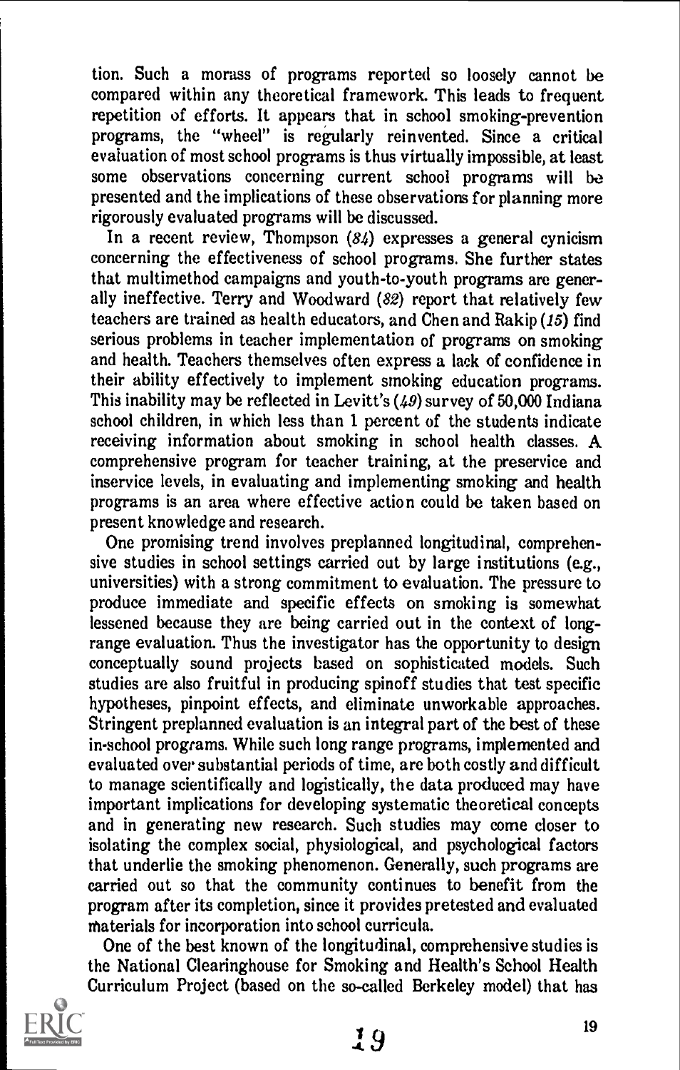tion. Such a morass of programs reported so loosely cannot be compared within any theoretical framework. This leads to frequent repetition of efforts. It appears that in school smoking-prevention programs, the "wheel" is regularly reinvented. Since a critical evaluation of most school programs is thus virtually impossible, at least some observations concerning current school programs will be presented and the implications of these observations for planning more rigorously evaluated programs will be discussed.

In a recent review, Thompson (*84*) expresses a general cynicism concerning the effectiveness of school programs. She further states that multimethod campaigns and youth-to-youth programs are generally ineffective. Terry and Woodward (*82*) report that relatively few teachers are trained as health educators, and Chen and Rakip (*15*) find serious problems in teacher implementation of programs on smoking and health. Teachers themselves often express a lack of confidence in their ability effectively to implement smoking education programs. This inability may be reflected in Levitt's (*49*) survey of 50,000 Indiana school children, in which less than 1 percent of the students indicate receiving information about smoking in school health classes. A comprehensive program for teacher training, at the preservice and inservice levels, in evaluating and implementing smoking and health programs is an area where effective action could be taken based on present knowledge and research.

One promising trend involves preplanned longitudinal, comprehensive studies in school settings carried out by large institutions (e.g., universities) with a strong commitment to evaluation. The pressure to produce immediate and specific effects on smoking is somewhat lessened because they are being carried out in the context of long-range evaluation. Thus the investigator has the opportunity to design conceptually sound projects based on sophisticated models. Such studies are also fruitful in producing spinoff studies that test specific hypotheses, pinpoint effects, and eliminate unworkable approaches. Stringent preplanned evaluation is an integral part of the best of these in-school programs. While such long range programs, implemented and evaluated over substantial periods of time, are both costly and difficult to manage scientifically and logistically, the data produced may have important implications for developing systematic theoretical concepts and in generating new research. Such studies may come closer to isolating the complex social, physiological, and psychological factors that underlie the smoking phenomenon. Generally, such programs are carried out so that the community continues to benefit from the program after its completion, since it provides pretested and evaluated materials for incorporation into school curricula.

One of the best known of the longitudinal, comprehensive studies is the National Clearinghouse for Smoking and Health's School Health Curriculum Project (based on the so-called Berkeley model) that has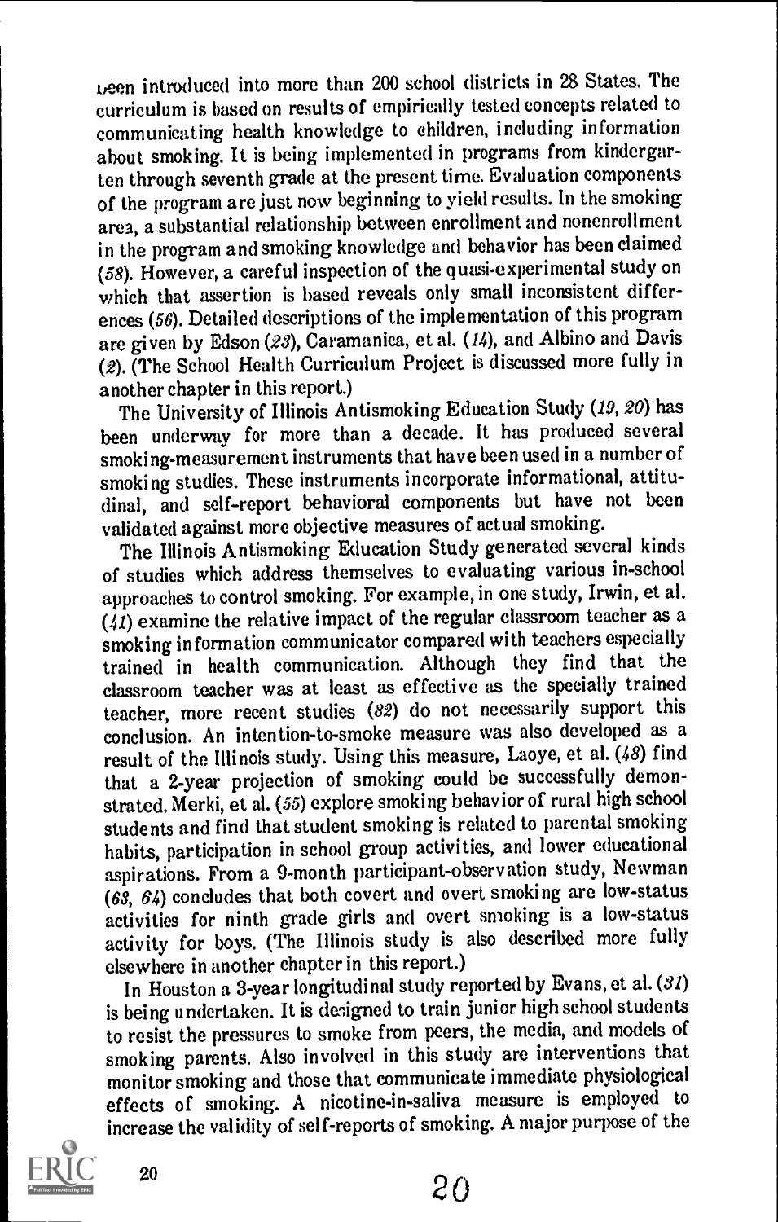been introduced into more than 200 school districts in 28 States. The curriculum is based on results of empirically tested concepts related to communicating health knowledge to children, including information about smoking. It is being implemented in programs from kindergarten through seventh grade at the present time. Evaluation components of the program are just now beginning to yield results. In the smoking area, a substantial relationship between enrollment and nonenrollment in the program and smoking knowledge and behavior has been claimed (*58*). However, a careful inspection of the quasi-experimental study on which that assertion is based reveals only small inconsistent differences (*56*). Detailed descriptions of the implementation of this program are given by Edson (*23*), Caramanica, et al. (*14*), and Albino and Davis (*2*). (The School Health Curriculum Project is discussed more fully in another chapter in this report.)

The University of Illinois Antismoking Education Study (*19, 20*) has been underway for more than a decade. It has produced several smoking-measurement instruments that have been used in a number of smoking studies. These instruments incorporate informational, attitudinal, and self-report behavioral components but have not been validated against more objective measures of actual smoking.

The Illinois Antismoking Education Study generated several kinds of studies which address themselves to evaluating various in-school approaches to control smoking. For example, in one study, Irwin, et al. (*41*) examine the relative impact of the regular classroom teacher as a smoking information communicator compared with teachers especially trained in health communication. Although they find that the classroom teacher was at least as effective as the specially trained teacher, more recent studies (*82*) do not necessarily support this conclusion. An intention-to-smoke measure was also developed as a result of the Illinois study. Using this measure, Laoye, et al. (*48*) find that a 2-year projection of smoking could be successfully demonstrated. Merki, et al. (*55*) explore smoking behavior of rural high school students and find that student smoking is related to parental smoking habits, participation in school group activities, and lower educational aspirations. From a 9-month participant-observation study, Newman (*63, 64*) concludes that both covert and overt smoking are low-status activities for ninth grade girls and overt smoking is a low-status activity for boys. (The Illinois study is also described more fully elsewhere in another chapter in this report.)

In Houston a 3-year longitudinal study reported by Evans, et al. (*31*) is being undertaken. It is designed to train junior high school students to resist the pressures to smoke from peers, the media, and models of smoking parents. Also involved in this study are interventions that monitor smoking and those that communicate immediate physiological effects of smoking. A nicotine-in-saliva measure is employed to increase the validity of self-reports of smoking. A major purpose of the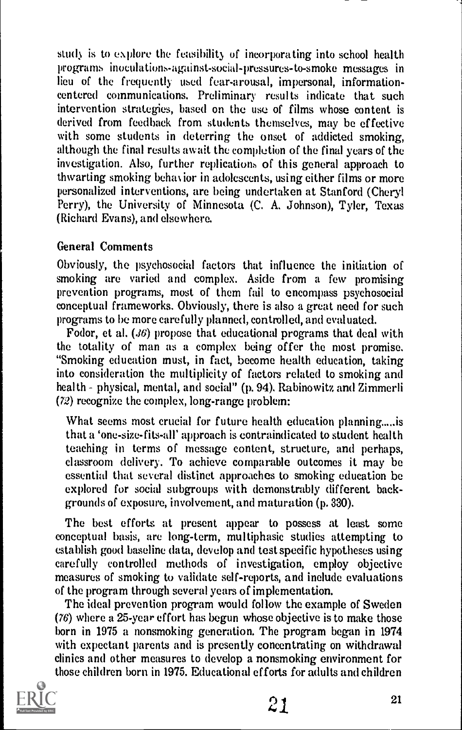study is to explore the feasibility of incorporating into school health programs inoculations-against-social-pressures-to-smoke messages in lieu of the frequently used fear-arousal, impersonal, information-centered communications. Preliminary results indicate that such intervention strategies, based on the use of films whose content is derived from feedback from students themselves, may be effective with some students in deterring the onset of addicted smoking, although the final results await the completion of the final years of the investigation. Also, further replications of this general approach to thwarting smoking behavior in adolescents, using either films or more personalized interventions, are being undertaken at Stanford (Cheryl Perry), the University of Minnesota (C. A. Johnson), Tyler, Texas (Richard Evans), and elsewhere.

### General Comments

Obviously, the psychosocial factors that influence the initiation of smoking are varied and complex. Aside from a few promising prevention programs, most of them fail to encompass psychosocial conceptual frameworks. Obviously, there is also a great need for such programs to be more carefully planned, controlled, and evaluated.

Fodor, et al. (36) propose that educational programs that deal with the totality of man as a complex being offer the most promise. "Smoking education must, in fact, become health education, taking into consideration the multiplicity of factors related to smoking and health - physical, mental, and social" (p. 94). Rabinowitz and Zimmerli (72) recognize the complex, long-range problem:

> What seems most crucial for future health education planning.....is that a 'one-size-fits-all' approach is contraindicated to student health teaching in terms of message content, structure, and perhaps, classroom delivery. To achieve comparable outcomes it may be essential that several distinct approaches to smoking education be explored for social subgroups with demonstrably different backgrounds of exposure, involvement, and maturation (p. 330).

The best efforts at present appear to possess at least some conceptual basis, are long-term, multiphasic studies attempting to establish good baseline data, develop and test specific hypotheses using carefully controlled methods of investigation, employ objective measures of smoking to validate self-reports, and include evaluations of the program through several years of implementation.

The ideal prevention program would follow the example of Sweden (76) where a 25-year effort has begun whose objective is to make those born in 1975 a nonsmoking generation. The program began in 1974 with expectant parents and is presently concentrating on withdrawal clinics and other measures to develop a nonsmoking environment for those children born in 1975. Educational efforts for adults and children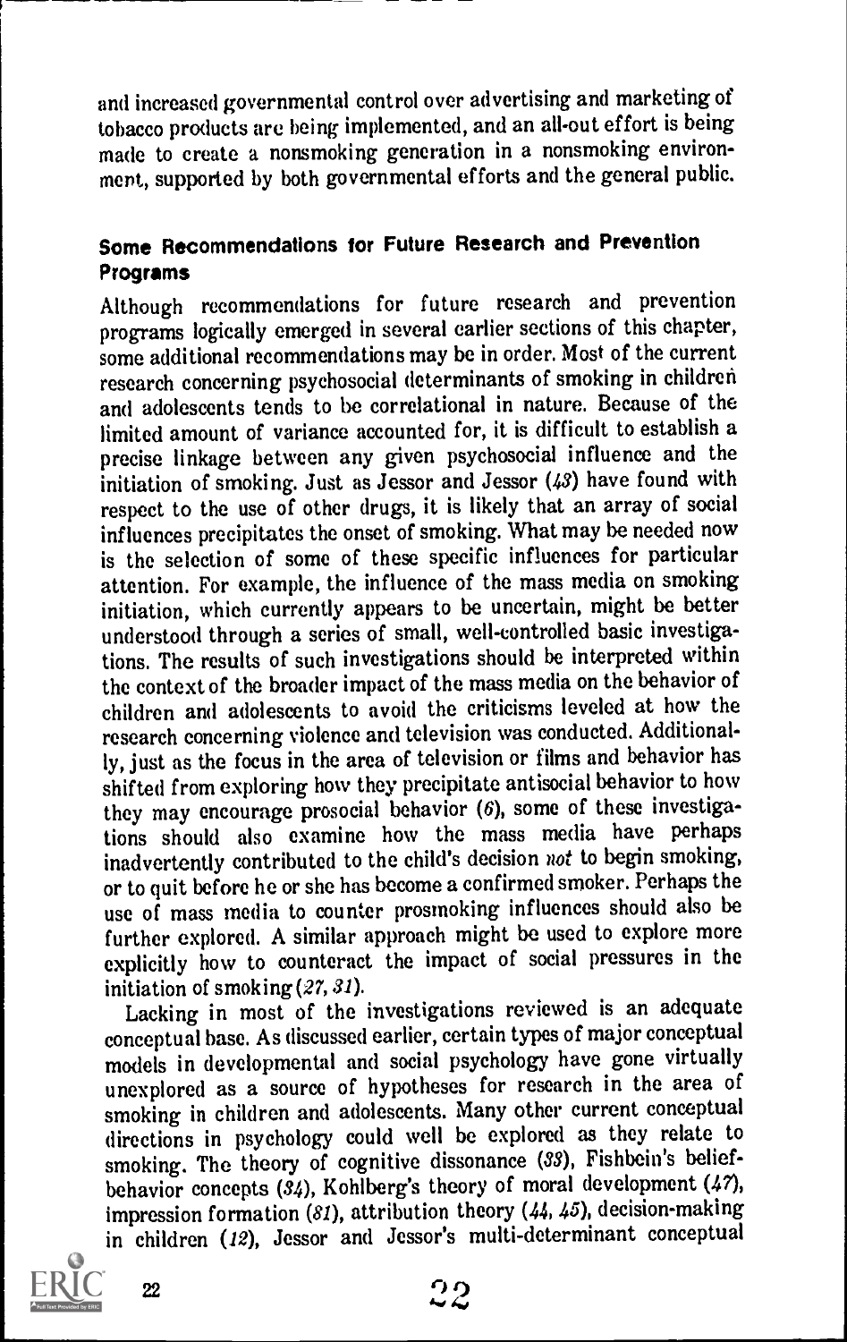and increased governmental control over advertising and marketing of tobacco products are being implemented, and an all-out effort is being made to create a nonsmoking generation in a nonsmoking environment, supported by both governmental efforts and the general public.

## Some Recommendations for Future Research and Prevention Programs

Although recommendations for future research and prevention programs logically emerged in several earlier sections of this chapter, some additional recommendations may be in order. Most of the current research concerning psychosocial determinants of smoking in children and adolescents tends to be correlational in nature. Because of the limited amount of variance accounted for, it is difficult to establish a precise linkage between any given psychosocial influence and the initiation of smoking. Just as Jessor and Jessor (*43*) have found with respect to the use of other drugs, it is likely that an array of social influences precipitates the onset of smoking. What may be needed now is the selection of some of these specific influences for particular attention. For example, the influence of the mass media on smoking initiation, which currently appears to be uncertain, might be better understood through a series of small, well-controlled basic investigations. The results of such investigations should be interpreted within the context of the broader impact of the mass media on the behavior of children and adolescents to avoid the criticisms leveled at how the research concerning violence and television was conducted. Additionally, just as the focus in the area of television or films and behavior has shifted from exploring how they precipitate antisocial behavior to how they may encourage prosocial behavior (*6*), some of these investigations should also examine how the mass media have perhaps inadvertently contributed to the child's decision *not* to begin smoking, or to quit before he or she has become a confirmed smoker. Perhaps the use of mass media to counter prosmoking influences should also be further explored. A similar approach might be used to explore more explicitly how to counteract the impact of social pressures in the initiation of smoking (*27, 31*).

Lacking in most of the investigations reviewed is an adequate conceptual base. As discussed earlier, certain types of major conceptual models in developmental and social psychology have gone virtually unexplored as a source of hypotheses for research in the area of smoking in children and adolescents. Many other current conceptual directions in psychology could well be explored as they relate to smoking. The theory of cognitive dissonance (*33*), Fishbein's belief-behavior concepts (*34*), Kohlberg's theory of moral development (*47*), impression formation (*81*), attribution theory (*44, 45*), decision-making in children (*12*), Jessor and Jessor's multi-determinant conceptual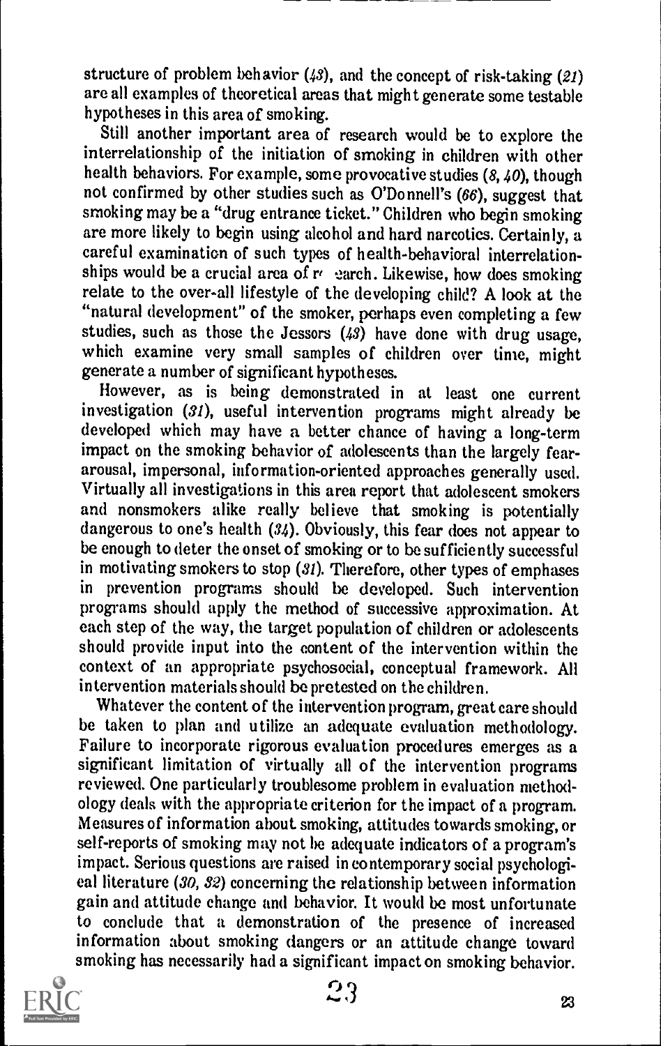structure of problem behavior (43), and the concept of risk-taking (21) are all examples of theoretical areas that might generate some testable hypotheses in this area of smoking.

Still another important area of research would be to explore the interrelationship of the initiation of smoking in children with other health behaviors. For example, some provocative studies (8, 40), though not confirmed by other studies such as O'Donnell's (66), suggest that smoking may be a "drug entrance ticket." Children who begin smoking are more likely to begin using alcohol and hard narcotics. Certainly, a careful examination of such types of health-behavioral interrelationships would be a crucial area of research. Likewise, how does smoking relate to the over-all lifestyle of the developing child? A look at the "natural development" of the smoker, perhaps even completing a few studies, such as those the Jessors (43) have done with drug usage, which examine very small samples of children over time, might generate a number of significant hypotheses.

However, as is being demonstrated in at least one current investigation (31), useful intervention programs might already be developed which may have a better chance of having a long-term impact on the smoking behavior of adolescents than the largely fear-arousal, impersonal, information-oriented approaches generally used. Virtually all investigations in this area report that adolescent smokers and nonsmokers alike really believe that smoking is potentially dangerous to one's health (34). Obviously, this fear does not appear to be enough to deter the onset of smoking or to be sufficiently successful in motivating smokers to stop (31). Therefore, other types of emphases in prevention programs should be developed. Such intervention programs should apply the method of successive approximation. At each step of the way, the target population of children or adolescents should provide input into the content of the intervention within the context of an appropriate psychosocial, conceptual framework. All intervention materials should be pretested on the children.

Whatever the content of the intervention program, great care should be taken to plan and utilize an adequate evaluation methodology. Failure to incorporate rigorous evaluation procedures emerges as a significant limitation of virtually all of the intervention programs reviewed. One particularly troublesome problem in evaluation methodology deals with the appropriate criterion for the impact of a program. Measures of information about smoking, attitudes towards smoking, or self-reports of smoking may not be adequate indicators of a program's impact. Serious questions are raised in contemporary social psychological literature (30, 32) concerning the relationship between information gain and attitude change and behavior. It would be most unfortunate to conclude that a demonstration of the presence of increased information about smoking dangers or an attitude change toward smoking has necessarily had a significant impact on smoking behavior.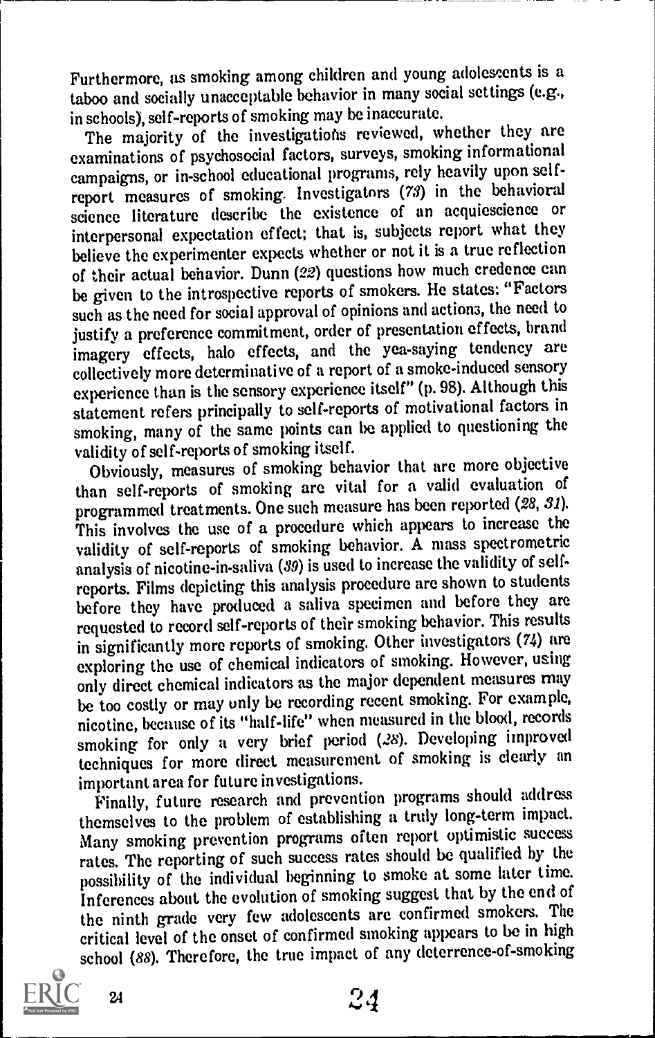Furthermore, as smoking among children and young adolescents is a taboo and socially unacceptable behavior in many social settings (e.g., in schools), self-reports of smoking may be inaccurate.

The majority of the investigations reviewed, whether they are examinations of psychosocial factors, surveys, smoking informational campaigns, or in-school educational programs, rely heavily upon self-report measures of smoking. Investigators (*73*) in the behavioral science literature describe the existence of an acquiescience or interpersonal expectation effect; that is, subjects report what they believe the experimenter expects whether or not it is a true reflection of their actual behavior. Dunn (*22*) questions how much credence can be given to the introspective reports of smokers. He states: "Factors such as the need for social approval of opinions and actions, the need to justify a preference commitment, order of presentation effects, brand imagery effects, halo effects, and the yea-saying tendency are collectively more determinative of a report of a smoke-induced sensory experience than is the sensory experience itself" (p. 98). Although this statement refers principally to self-reports of motivational factors in smoking, many of the same points can be applied to questioning the validity of self-reports of smoking itself.

Obviously, measures of smoking behavior that are more objective than self-reports of smoking are vital for a valid evaluation of programmed treatments. One such measure has been reported (*28, 31*). This involves the use of a procedure which appears to increase the validity of self-reports of smoking behavior. A mass spectrometric analysis of nicotine-in-saliva (*39*) is used to increase the validity of self-reports. Films depicting this analysis procedure are shown to students before they have produced a saliva specimen and before they are requested to record self-reports of their smoking behavior. This results in significantly more reports of smoking. Other investigators (*74*) are exploring the use of chemical indicators of smoking. However, using only direct chemical indicators as the major dependent measures may be too costly or may only be recording recent smoking. For example, nicotine, because of its "half-life" when measured in the blood, records smoking for only a very brief period (*28*). Developing improved techniques for more direct measurement of smoking is clearly an important area for future investigations.

Finally, future research and prevention programs should address themselves to the problem of establishing a truly long-term impact. Many smoking prevention programs often report optimistic success rates. The reporting of such success rates should be qualified by the possibility of the individual beginning to smoke at some later time. Inferences about the evolution of smoking suggest that by the end of the ninth grade very few adolescents are confirmed smokers. The critical level of the onset of confirmed smoking appears to be in high school (*88*). Therefore, the true impact of any deterrence-of-smoking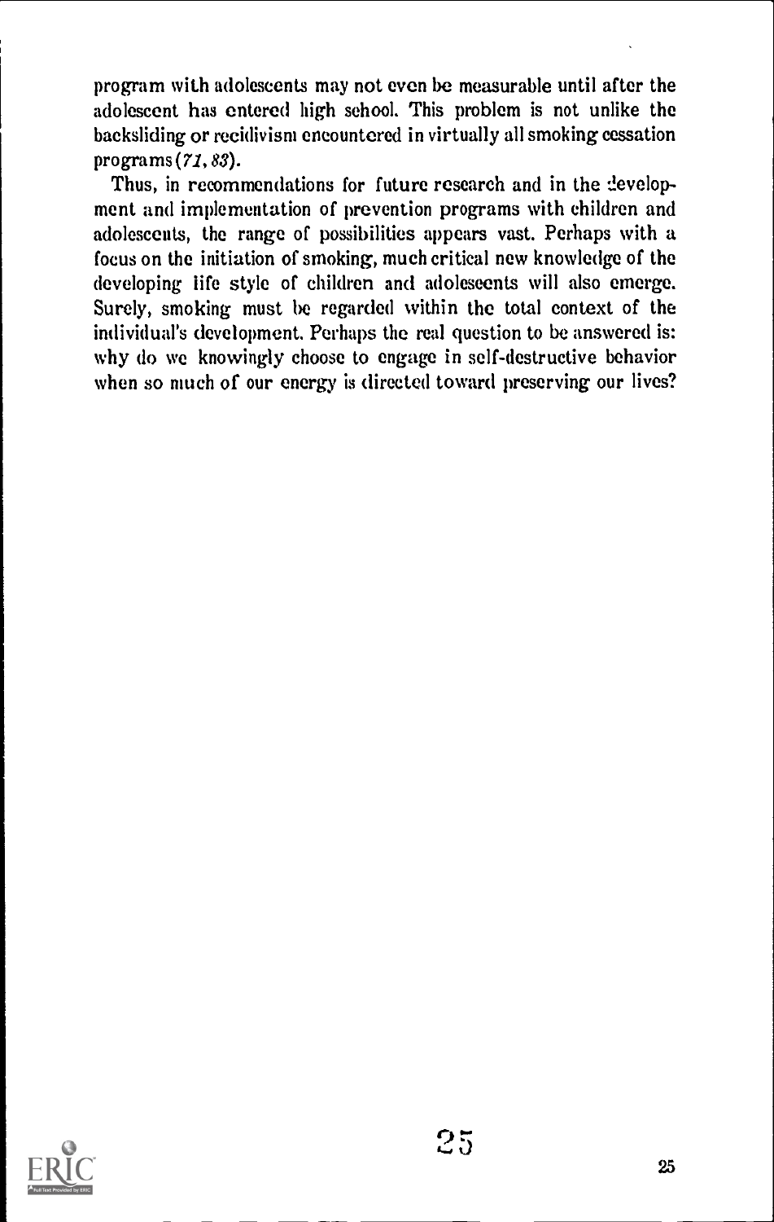program with adolescents may not even be measurable until after the adolescent has entered high school. This problem is not unlike the backsliding or recidivism encountered in virtually all smoking cessation programs (*71, 83*).

Thus, in recommendations for future research and in the development and implementation of prevention programs with children and adolescents, the range of possibilities appears vast. Perhaps with a focus on the initiation of smoking, much critical new knowledge of the developing life style of children and adolescents will also emerge. Surely, smoking must be regarded within the total context of the individual's development. Perhaps the real question to be answered is: why do we knowingly choose to engage in self-destructive behavior when so much of our energy is directed toward preserving our lives?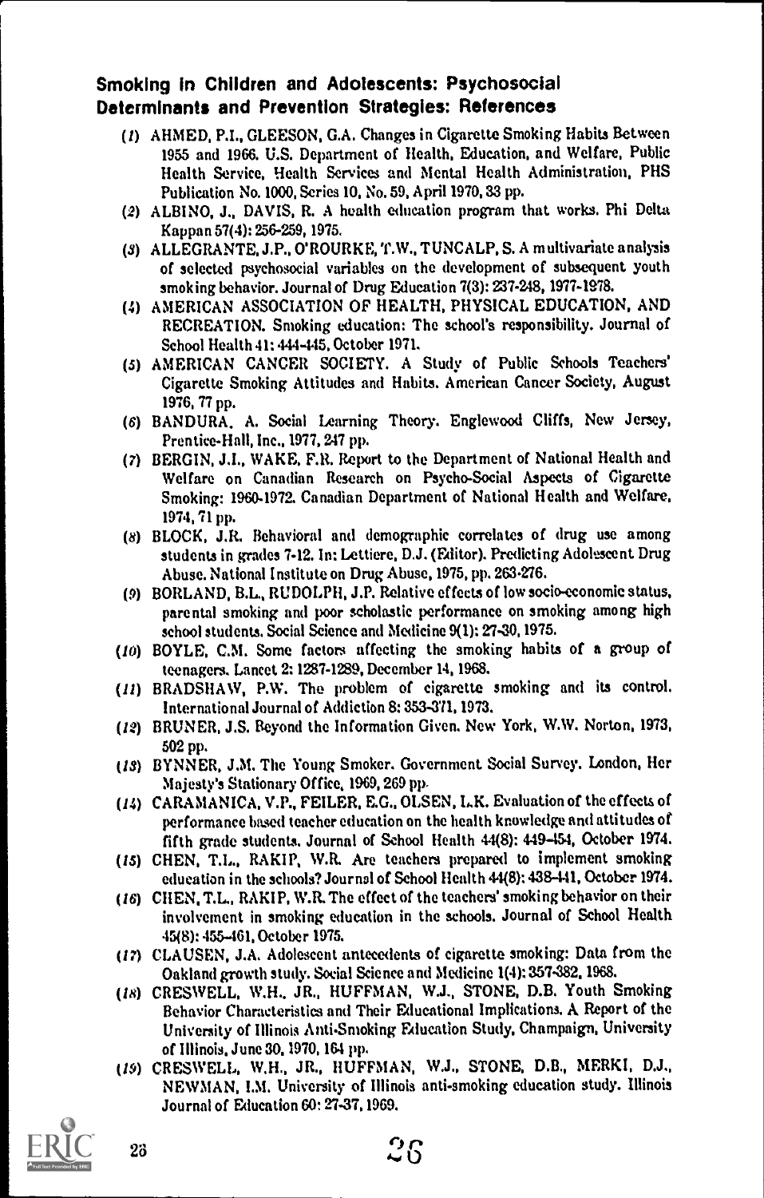## Smoking in Children and Adolescents: Psychosocial Determinants and Prevention Strategies: References

(1) AHMED, P.I., GLEESON, G.A. Changes in Cigarette Smoking Habits Between 1955 and 1966. U.S. Department of Health, Education, and Welfare, Public Health Service, Health Services and Mental Health Administration, PHS Publication No. 1000, Series 10, No. 59, April 1970, 33 pp.

(2) ALBINO, J., DAVIS, R. A health education program that works. Phi Delta Kappan 57(4): 256-259, 1975.

(3) ALLEGRANTE, J.P., O'ROURKE, T.W., TUNCALP, S. A multivariate analysis of selected psychosocial variables on the development of subsequent youth smoking behavior. Journal of Drug Education 7(3): 237-248, 1977-1978.

(4) AMERICAN ASSOCIATION OF HEALTH, PHYSICAL EDUCATION, AND RECREATION. Smoking education: The school's responsibility. Journal of School Health 41: 444-445, October 1971.

(5) AMERICAN CANCER SOCIETY. A Study of Public Schools Teachers' Cigarette Smoking Attitudes and Habits. American Cancer Society, August 1976, 77 pp.

(6) BANDURA, A. Social Learning Theory. Englewood Cliffs, New Jersey, Prentice-Hall, Inc., 1977, 247 pp.

(7) BERGIN, J.I., WAKE, F.R. Report to the Department of National Health and Welfare on Canadian Research on Psycho-Social Aspects of Cigarette Smoking: 1960-1972. Canadian Department of National Health and Welfare, 1974, 71 pp.

(8) BLOCK, J.R. Behavioral and demographic correlates of drug use among students in grades 7-12. In: Lettiere, D.J. (Editor). Predicting Adolescent Drug Abuse. National Institute on Drug Abuse, 1975, pp. 263-276.

(9) BORLAND, B.L., RUDOLPH, J.P. Relative effects of low socio-economic status, parental smoking and poor scholastic performance on smoking among high school students. Social Science and Medicine 9(1): 27-30, 1975.

(10) BOYLE, C.M. Some factors affecting the smoking habits of a group of teenagers. Lancet 2: 1287-1289, December 14, 1968.

(11) BRADSHAW, P.W. The problem of cigarette smoking and its control. International Journal of Addiction 8: 353-371, 1973.

(12) BRUNER, J.S. Beyond the Information Given. New York, W.W. Norton, 1973, 502 pp.

(13) BYNNER, J.M. The Young Smoker. Government Social Survey. London, Her Majesty's Stationary Office, 1969, 269 pp.

(14) CARAMANICA, V.P., FEILER, E.G., OLSEN, L.K. Evaluation of the effects of performance based teacher education on the health knowledge and attitudes of fifth grade students. Journal of School Health 44(8): 449-454, October 1974.

(15) CHEN, T.L., RAKIP, W.R. Are teachers prepared to implement smoking education in the schools? Journal of School Health 44(8): 438-441, October 1974.

(16) CHEN, T.L., RAKIP, W.R. The effect of the teachers' smoking behavior on their involvement in smoking education in the schools. Journal of School Health 45(8): 455-461, October 1975.

(17) CLAUSEN, J.A. Adolescent antecedents of cigarette smoking: Data from the Oakland growth study. Social Science and Medicine 1(4): 357-382, 1968.

(18) CRESWELL, W.H., JR., HUFFMAN, W.J., STONE, D.B. Youth Smoking Behavior Characteristics and Their Educational Implications. A Report of the University of Illinois Anti-Smoking Education Study, Champaign, University of Illinois, June 30, 1970, 164 pp.

(19) CRESWELL, W.H., JR., HUFFMAN, W.J., STONE, D.B., MERKI, D.J., NEWMAN, I.M. University of Illinois anti-smoking education study. Illinois Journal of Education 60: 27-37, 1969.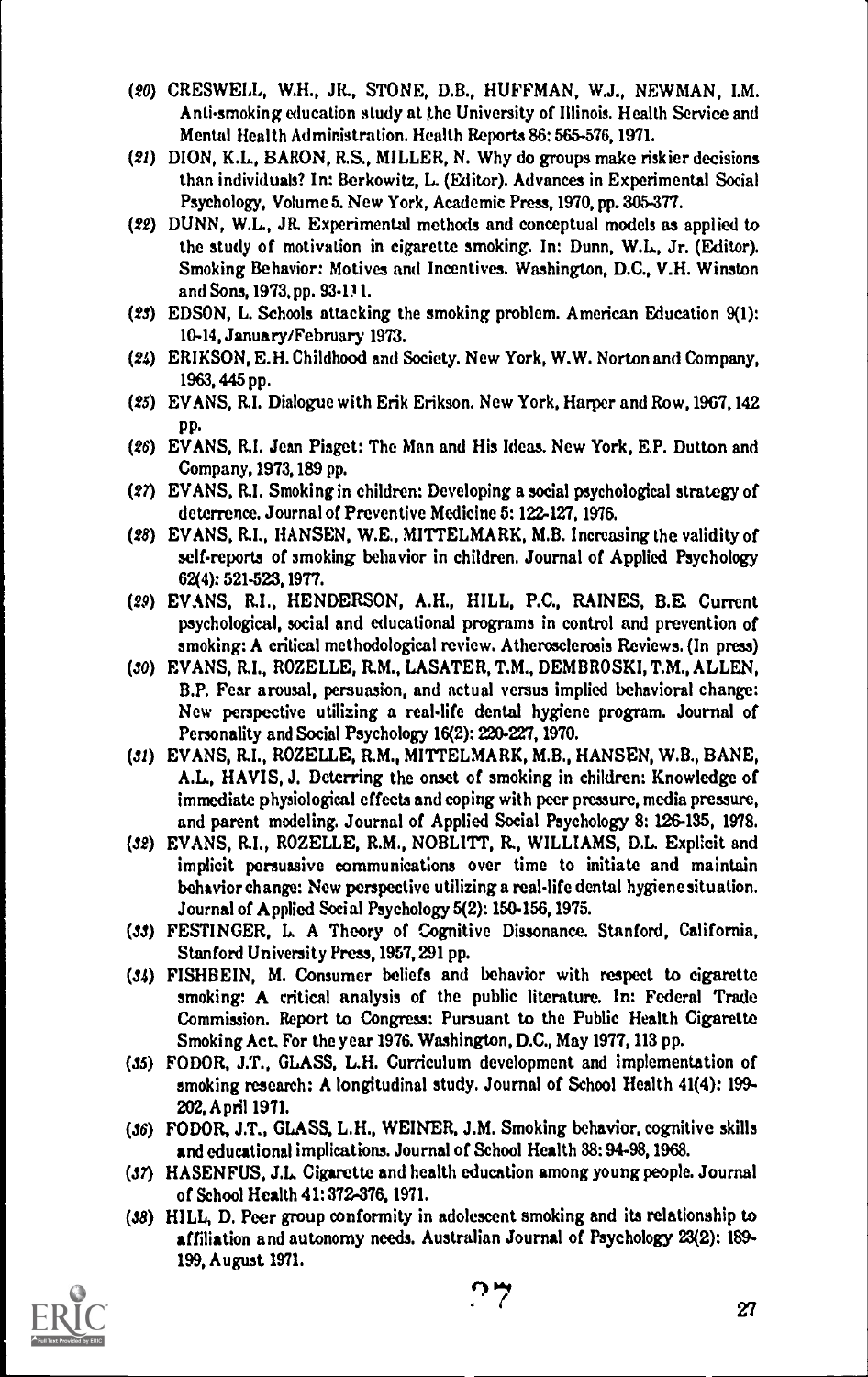(20) CRESWELL, W.H., JR., STONE, D.B., HUFFMAN, W.J., NEWMAN, I.M. Anti-smoking education study at the University of Illinois. Health Service and Mental Health Administration. Health Reports 86: 565-576, 1971.

(21) DION, K.L., BARON, R.S., MILLER, N. Why do groups make riskier decisions than individuals? In: Berkowitz, L. (Editor). Advances in Experimental Social Psychology, Volume 5. New York, Academic Press, 1970, pp. 305-377.

(22) DUNN, W.L., JR. Experimental methods and conceptual models as applied to the study of motivation in cigarette smoking. In: Dunn, W.L., Jr. (Editor). Smoking Behavior: Motives and Incentives. Washington, D.C., V.H. Winston and Sons, 1973, pp. 93-111.

(23) EDSON, L. Schools attacking the smoking problem. American Education 9(1): 10-14, January/February 1973.

(24) ERIKSON, E.H. Childhood and Society. New York, W.W. Norton and Company, 1963, 445 pp.

(25) EVANS, R.I. Dialogue with Erik Erikson. New York, Harper and Row, 1967, 142 pp.

(26) EVANS, R.I. Jean Piaget: The Man and His Ideas. New York, E.P. Dutton and Company, 1973, 189 pp.

(27) EVANS, R.I. Smoking in children: Developing a social psychological strategy of deterrence. Journal of Preventive Medicine 5: 122-127, 1976.

(28) EVANS, R.I., HANSEN, W.E., MITTELMARK, M.B. Increasing the validity of self-reports of smoking behavior in children. Journal of Applied Psychology 62(4): 521-523, 1977.

(29) EVANS, R.I., HENDERSON, A.H., HILL, P.C., RAINES, B.E. Current psychological, social and educational programs in control and prevention of smoking: A critical methodological review. Atherosclerosis Reviews. (In press)

(30) EVANS, R.I., ROZELLE, R.M., LASATER, T.M., DEMBROSKI, T.M., ALLEN, B.P. Fear arousal, persuasion, and actual versus implied behavioral change: New perspective utilizing a real-life dental hygiene program. Journal of Personality and Social Psychology 16(2): 220-227, 1970.

(31) EVANS, R.I., ROZELLE, R.M., MITTELMARK, M.B., HANSEN, W.B., BANE, A.L., HAVIS, J. Deterring the onset of smoking in children: Knowledge of immediate physiological effects and coping with peer pressure, media pressure, and parent modeling. Journal of Applied Social Psychology 8: 126-135, 1978.

(32) EVANS, R.I., ROZELLE, R.M., NOBLITT, R., WILLIAMS, D.L. Explicit and implicit persuasive communications over time to initiate and maintain behavior change: New perspective utilizing a real-life dental hygiene situation. Journal of Applied Social Psychology 5(2): 150-156, 1975.

(33) FESTINGER, L. A Theory of Cognitive Dissonance. Stanford, California, Stanford University Press, 1957, 291 pp.

(34) FISHBEIN, M. Consumer beliefs and behavior with respect to cigarette smoking: A critical analysis of the public literature. In: Federal Trade Commission. Report to Congress: Pursuant to the Public Health Cigarette Smoking Act. For the year 1976. Washington, D.C., May 1977, 113 pp.

(35) FODOR, J.T., GLASS, L.H. Curriculum development and implementation of smoking research: A longitudinal study. Journal of School Health 41(4): 199-202, April 1971.

(36) FODOR, J.T., GLASS, L.H., WEINER, J.M. Smoking behavior, cognitive skills and educational implications. Journal of School Health 38: 94-98, 1968.

(37) HASENFUS, J.L. Cigarette and health education among young people. Journal of School Health 41: 372-376, 1971.

(38) HILL, D. Peer group conformity in adolescent smoking and its relationship to affiliation and autonomy needs. Australian Journal of Psychology 23(2): 189-199, August 1971.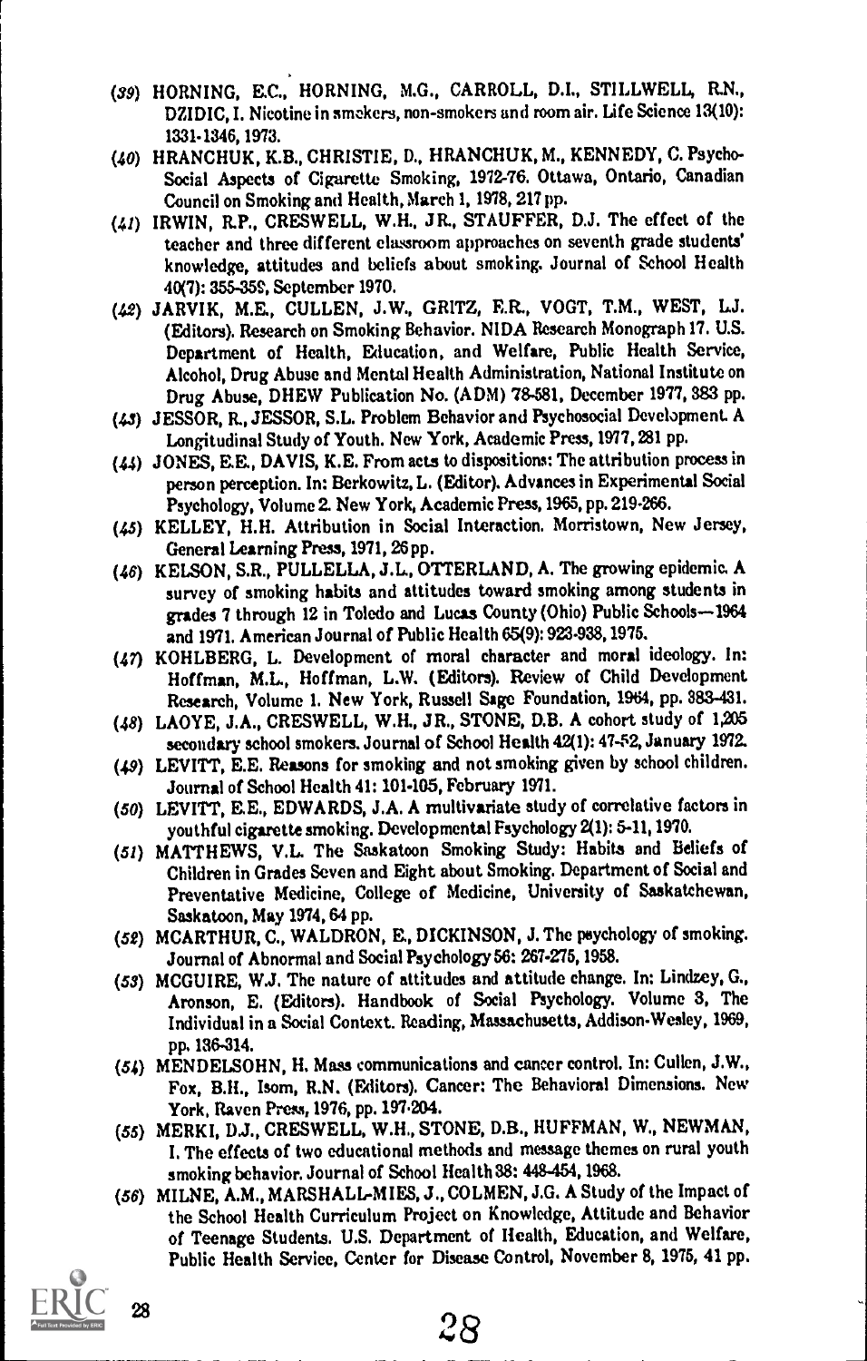(39) HORNING, E.C., HORNING, M.G., CARROLL, D.I., STILLWELL, R.N., DZIDIC, I. Nicotine in smokers, non-smokers and room air. Life Science 13(10): 1331-1346, 1973.

(40) HRANCHUK, K.B., CHRISTIE, D., HRANCHUK, M., KENNEDY, C. Psycho-Social Aspects of Cigarette Smoking, 1972-76. Ottawa, Ontario, Canadian Council on Smoking and Health, March 1, 1978, 217 pp.

(41) IRWIN, R.P., CRESWELL, W.H., JR., STAUFFER, D.J. The effect of the teacher and three different classroom approaches on seventh grade students' knowledge, attitudes and beliefs about smoking. Journal of School Health 40(7): 355-359, September 1970.

(42) JARVIK, M.E., CULLEN, J.W., GRITZ, E.R., VOGT, T.M., WEST, L.J. (Editors). Research on Smoking Behavior. NIDA Research Monograph 17. U.S. Department of Health, Education, and Welfare, Public Health Service, Alcohol, Drug Abuse and Mental Health Administration, National Institute on Drug Abuse, DHEW Publication No. (ADM) 78-581, December 1977, 383 pp.

(43) JESSOR, R., JESSOR, S.L. Problem Behavior and Psychosocial Development. A Longitudinal Study of Youth. New York, Academic Press, 1977, 281 pp.

(44) JONES, E.E., DAVIS, K.E. From acts to dispositions: The attribution process in person perception. In: Berkowitz, L. (Editor). Advances in Experimental Social Psychology, Volume 2. New York, Academic Press, 1965, pp. 219-266.

(45) KELLEY, H.H. Attribution in Social Interaction. Morristown, New Jersey, General Learning Press, 1971, 26 pp.

(46) KELSON, S.R., PULLELLA, J.L., OTTERLAND, A. The growing epidemic. A survey of smoking habits and attitudes toward smoking among students in grades 7 through 12 in Toledo and Lucas County (Ohio) Public Schools—1964 and 1971. American Journal of Public Health 65(9): 923-938, 1975.

(47) KOHLBERG, L. Development of moral character and moral ideology. In: Hoffman, M.L., Hoffman, L.W. (Editors). Review of Child Development Research, Volume 1. New York, Russell Sage Foundation, 1964, pp. 383-431.

(48) LAOYE, J.A., CRESWELL, W.H., JR., STONE, D.B. A cohort study of 1,205 secondary school smokers. Journal of School Health 42(1): 47-52, January 1972.

(49) LEVITT, E.E. Reasons for smoking and not smoking given by school children. Journal of School Health 41: 101-105, February 1971.

(50) LEVITT, E.E., EDWARDS, J.A. A multivariate study of correlative factors in youthful cigarette smoking. Developmental Psychology 2(1): 5-11, 1970.

(51) MATTHEWS, V.L. The Saskatoon Smoking Study: Habits and Beliefs of Children in Grades Seven and Eight about Smoking. Department of Social and Preventative Medicine, College of Medicine, University of Saskatchewan, Saskatoon, May 1974, 64 pp.

(52) MCARTHUR, C., WALDRON, E., DICKINSON, J. The psychology of smoking. Journal of Abnormal and Social Psychology 56: 267-275, 1958.

(53) MCGUIRE, W.J. The nature of attitudes and attitude change. In: Lindzey, G., Aronson, E. (Editors). Handbook of Social Psychology. Volume 3, The Individual in a Social Context. Reading, Massachusetts, Addison-Wesley, 1969, pp. 136-314.

(54) MENDELSOHN, H. Mass communications and cancer control. In: Cullen, J.W., Fox, B.H., Isom, R.N. (Editors). Cancer: The Behavioral Dimensions. New York, Raven Press, 1976, pp. 197-204.

(55) MERKI, D.J., CRESWELL, W.H., STONE, D.B., HUFFMAN, W., NEWMAN, I. The effects of two educational methods and message themes on rural youth smoking behavior. Journal of School Health 38: 448-454, 1968.

(56) MILNE, A.M., MARSHALL-MIES, J., COLMEN, J.G. A Study of the Impact of the School Health Curriculum Project on Knowledge, Attitude and Behavior of Teenage Students. U.S. Department of Health, Education, and Welfare, Public Health Service, Center for Disease Control, November 8, 1975, 41 pp.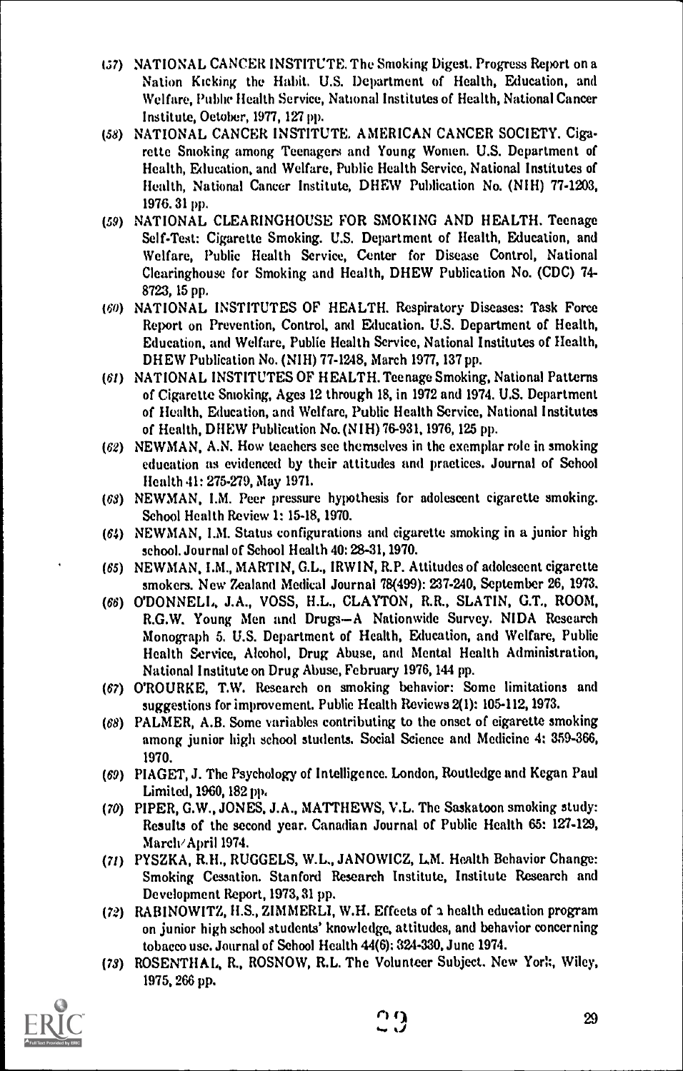(57) NATIONAL CANCER INSTITUTE. The Smoking Digest. Progress Report on a Nation Kicking the Habit. U.S. Department of Health, Education, and Welfare, Public Health Service, National Institutes of Health, National Cancer Institute, October, 1977, 127 pp.

(58) NATIONAL CANCER INSTITUTE. AMERICAN CANCER SOCIETY. Cigarette Smoking among Teenagers and Young Women. U.S. Department of Health, Education, and Welfare, Public Health Service, National Institutes of Health, National Cancer Institute, DHEW Publication No. (NIH) 77-1203, 1976. 31 pp.

(59) NATIONAL CLEARINGHOUSE FOR SMOKING AND HEALTH. Teenage Self-Test: Cigarette Smoking. U.S. Department of Health, Education, and Welfare, Public Health Service, Center for Disease Control, National Clearinghouse for Smoking and Health, DHEW Publication No. (CDC) 74-8723, 15 pp.

(60) NATIONAL INSTITUTES OF HEALTH. Respiratory Diseases: Task Force Report on Prevention, Control, and Education. U.S. Department of Health, Education, and Welfare, Public Health Service, National Institutes of Health, DHEW Publication No. (NIH) 77-1248, March 1977, 137 pp.

(61) NATIONAL INSTITUTES OF HEALTH. Teenage Smoking, National Patterns of Cigarette Smoking, Ages 12 through 18, in 1972 and 1974. U.S. Department of Health, Education, and Welfare, Public Health Service, National Institutes of Health, DHEW Publication No. (NIH) 76-931, 1976, 125 pp.

(62) NEWMAN, A.N. How teachers see themselves in the exemplar role in smoking education as evidenced by their attitudes and practices. Journal of School Health 41: 275-279, May 1971.

(63) NEWMAN, I.M. Peer pressure hypothesis for adolescent cigarette smoking. School Health Review 1: 15-18, 1970.

(64) NEWMAN, I.M. Status configurations and cigarette smoking in a junior high school. Journal of School Health 40: 28-31, 1970.

(65) NEWMAN, I.M., MARTIN, G.L., IRWIN, R.P. Attitudes of adolescent cigarette smokers. New Zealand Medical Journal 78(499): 237-240, September 26, 1973.

(66) O'DONNELL, J.A., VOSS, H.L., CLAYTON, R.R., SLATIN, G.T., ROOM, R.G.W. Young Men and Drugs—A Nationwide Survey. NIDA Research Monograph 5. U.S. Department of Health, Education, and Welfare, Public Health Service, Alcohol, Drug Abuse, and Mental Health Administration, National Institute on Drug Abuse, February 1976, 144 pp.

(67) O'ROURKE, T.W. Research on smoking behavior: Some limitations and suggestions for improvement. Public Health Reviews 2(1): 105-112, 1973.

(68) PALMER, A.B. Some variables contributing to the onset of cigarette smoking among junior high school students. Social Science and Medicine 4: 359-366, 1970.

(69) PIAGET, J. The Psychology of Intelligence. London, Routledge and Kegan Paul Limited, 1960, 182 pp.

(70) PIPER, G.W., JONES, J.A., MATTHEWS, V.L. The Saskatoon smoking study: Results of the second year. Canadian Journal of Public Health 65: 127-129, March/April 1974.

(71) PYSZKA, R.H., RUGGELS, W.L., JANOWICZ, L.M. Health Behavior Change: Smoking Cessation. Stanford Research Institute, Institute Research and Development Report, 1973, 31 pp.

(72) RABINOWITZ, H.S., ZIMMERLI, W.H. Effects of a health education program on junior high school students' knowledge, attitudes, and behavior concerning tobacco use. Journal of School Health 44(6): 324-330, June 1974.

(73) ROSENTHAL, R., ROSNOW, R.L. The Volunteer Subject. New York, Wiley, 1975, 266 pp.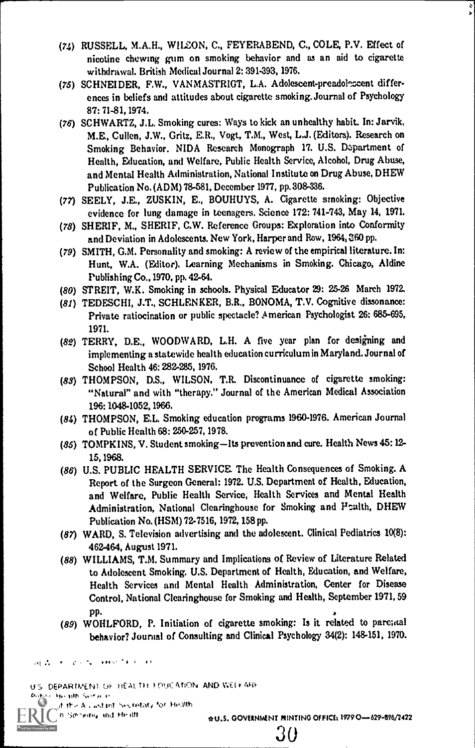(74) RUSSELL, M.A.H., WILSON, C., FEYERABEND, C., COLE, P.V. Effect of nicotine chewing gum on smoking behavior and as an aid to cigarette withdrawal. British Medical Journal 2: 391-393, 1976.

(75) SCHNEIDER, F.W., VANMASTRIGT, L.A. Adolescent-preadolescent differences in beliefs and attitudes about cigarette smoking. Journal of Psychology 87: 71-81, 1974.

(76) SCHWARTZ, J.L. Smoking cures: Ways to kick an unhealthy habit. In: Jarvik, M.E., Cullen, J.W., Gritz, E.R., Vogt, T.M., West, L.J. (Editors). Research on Smoking Behavior. NIDA Research Monograph 17. U.S. Department of Health, Education, and Welfare, Public Health Service, Alcohol, Drug Abuse, and Mental Health Administration, National Institute on Drug Abuse, DHEW Publication No. (ADM) 78-581, December 1977, pp. 308-336.

(77) SEELY, J.E., ZUSKIN, E., BOUHUYS, A. Cigarette smoking: Objective evidence for lung damage in teenagers. Science 172: 741-743, May 14, 1971.

(78) SHERIF, M., SHERIF, C.W. Reference Groups: Exploration into Conformity and Deviation in Adolescents. New York, Harper and Row, 1964, 360 pp.

(79) SMITH, G.M. Personality and smoking: A review of the empirical literature. In: Hunt, W.A. (Editor). Learning Mechanisms in Smoking. Chicago, Aldine Publishing Co., 1970, pp. 42-64.

(80) STREIT, W.K. Smoking in schools. Physical Educator 29: 25-26 March 1972.

(81) TEDESCHI, J.T., SCHLENKER, B.R., BONOMA, T.V. Cognitive dissonance: Private ratiocination or public spectacle? American Psychologist 26: 685-695, 1971.

(82) TERRY, D.E., WOODWARD, L.H. A five year plan for designing and implementing a statewide health education curriculum in Maryland. Journal of School Health 46: 282-285, 1976.

(83) THOMPSON, D.S., WILSON, T.R. Discontinuance of cigarette smoking: "Natural" and with "therapy." Journal of the American Medical Association 196: 1048-1052, 1966.

(84) THOMPSON, E.L. Smoking education programs 1960-1976. American Journal of Public Health 68: 250-257, 1978.

(85) TOMPKINS, V. Student smoking—Its prevention and cure. Health News 45: 12-15, 1968.

(86) U.S. PUBLIC HEALTH SERVICE. The Health Consequences of Smoking. A Report of the Surgeon General: 1972. U.S. Department of Health, Education, and Welfare, Public Health Service, Health Services and Mental Health Administration, National Clearinghouse for Smoking and Health, DHEW Publication No. (HSM) 72-7516, 1972, 158 pp.

(87) WARD, S. Television advertising and the adolescent. Clinical Pediatrics 10(8): 462-464, August 1971.

(88) WILLIAMS, T.M. Summary and Implications of Review of Literature Related to Adolescent Smoking. U.S. Department of Health, Education, and Welfare, Health Services and Mental Health Administration, Center for Disease Control, National Clearinghouse for Smoking and Health, September 1971, 59 pp.

(89) WOHLFORD, P. Initiation of cigarette smoking: Is it related to parental behavior? Journal of Consulting and Clinical Psychology 34(2): 148-151, 1970.

U.S. DEPARTMENT OF HEALTH, EDUCATION, AND WELFARE
Public Health Service
Office of the Assistant Secretary for Health
Office on Smoking and Health

☆U.S. GOVERNMENT PRINTING OFFICE: 1979 O—629-896/2422